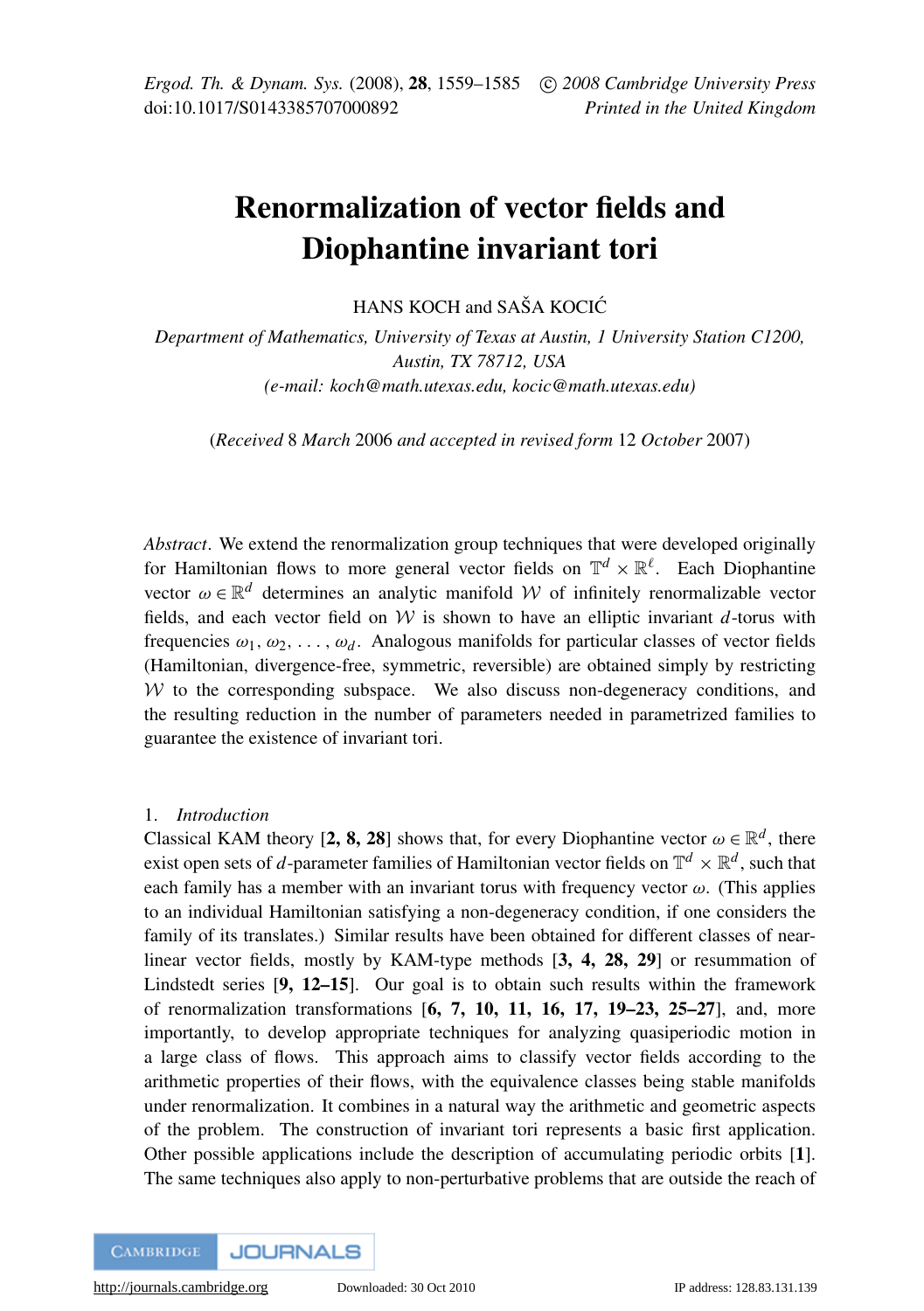# Renormalization of vector fields and Diophantine invariant tori

HANS KOCH and SAŠA KOCIĆ

*Department of Mathematics, University of Texas at Austin, 1 University Station C1200, Austin, TX 78712, USA*
*(e-mail: koch@math.utexas.edu, kocic@math.utexas.edu)*

(*Received* 8 *March* 2006 *and accepted in revised form* 12 *October* 2007)

*Abstract*. We extend the renormalization group techniques that were developed originally for Hamiltonian flows to more general vector fields on $\mathbb{T}^d \times \mathbb{R}^\ell$. Each Diophantine vector $\omega \in \mathbb{R}^d$ determines an analytic manifold $\mathcal{W}$ of infinitely renormalizable vector fields, and each vector field on $\mathcal{W}$ is shown to have an elliptic invariant $d$-torus with frequencies $\omega_1, \omega_2, \ldots, \omega_d$. Analogous manifolds for particular classes of vector fields (Hamiltonian, divergence-free, symmetric, reversible) are obtained simply by restricting $\mathcal{W}$ to the corresponding subspace. We also discuss non-degeneracy conditions, and the resulting reduction in the number of parameters needed in parametrized families to guarantee the existence of invariant tori.

## 1. *Introduction*

Classical KAM theory [**2, 8, 28**] shows that, for every Diophantine vector $\omega \in \mathbb{R}^d$, there exist open sets of $d$-parameter families of Hamiltonian vector fields on $\mathbb{T}^d \times \mathbb{R}^d$, such that each family has a member with an invariant torus with frequency vector $\omega$. (This applies to an individual Hamiltonian satisfying a non-degeneracy condition, if one considers the family of its translates.) Similar results have been obtained for different classes of near-linear vector fields, mostly by KAM-type methods [**3, 4, 28, 29**] or resummation of Lindstedt series [**9, 12–15**]. Our goal is to obtain such results within the framework of renormalization transformations [**6, 7, 10, 11, 16, 17, 19–23, 25–27**], and, more importantly, to develop appropriate techniques for analyzing quasiperiodic motion in a large class of flows. This approach aims to classify vector fields according to the arithmetic properties of their flows, with the equivalence classes being stable manifolds under renormalization. It combines in a natural way the arithmetic and geometric aspects of the problem. The construction of invariant tori represents a basic first application. Other possible applications include the description of accumulating periodic orbits [**1**]. The same techniques also apply to non-perturbative problems that are outside the reach of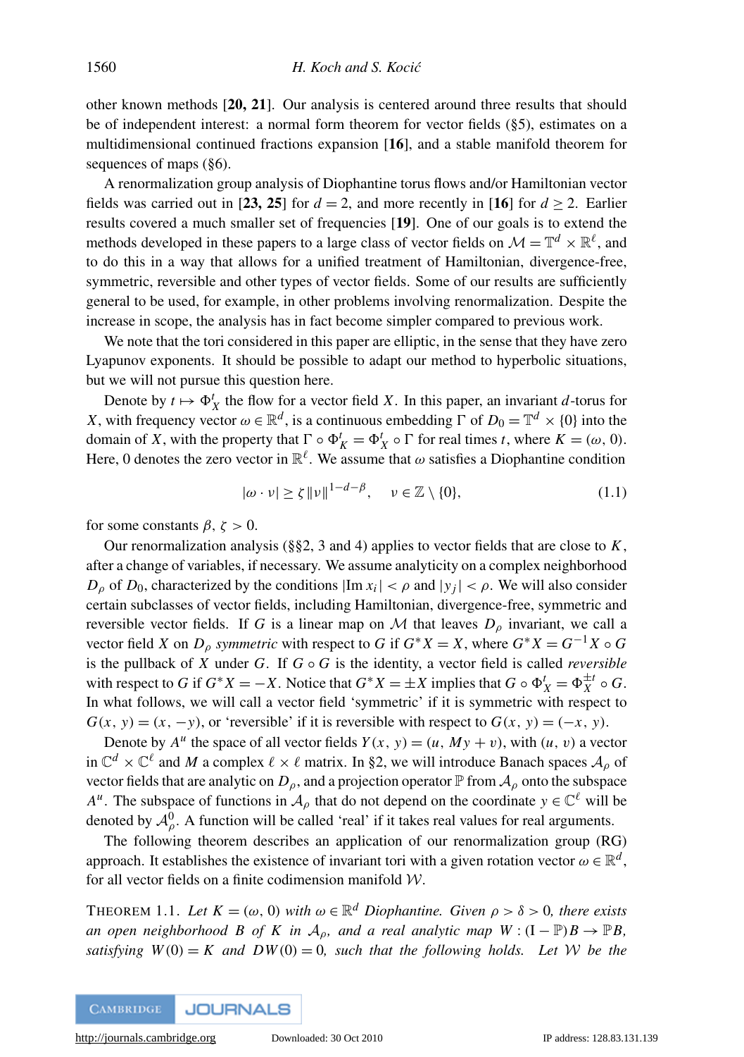other known methods [**20, 21**]. Our analysis is centered around three results that should be of independent interest: a normal form theorem for vector fields (§5), estimates on a multidimensional continued fractions expansion [**16**], and a stable manifold theorem for sequences of maps (§6).

A renormalization group analysis of Diophantine torus flows and/or Hamiltonian vector fields was carried out in [**23, 25**] for $d = 2$, and more recently in [**16**] for $d \geq 2$. Earlier results covered a much smaller set of frequencies [**19**]. One of our goals is to extend the methods developed in these papers to a large class of vector fields on $\mathcal{M} = \mathbb{T}^d \times \mathbb{R}^\ell$, and to do this in a way that allows for a unified treatment of Hamiltonian, divergence-free, symmetric, reversible and other types of vector fields. Some of our results are sufficiently general to be used, for example, in other problems involving renormalization. Despite the increase in scope, the analysis has in fact become simpler compared to previous work.

We note that the tori considered in this paper are elliptic, in the sense that they have zero Lyapunov exponents. It should be possible to adapt our method to hyperbolic situations, but we will not pursue this question here.

Denote by $t \mapsto \Phi_X^t$ the flow for a vector field $X$. In this paper, an invariant $d$-torus for $X$, with frequency vector $\omega \in \mathbb{R}^d$, is a continuous embedding $\Gamma$ of $D_0 = \mathbb{T}^d \times \{0\}$ into the domain of $X$, with the property that $\Gamma \circ \Phi_K^t = \Phi_X^t \circ \Gamma$ for real times $t$, where $K = (\omega, 0)$. Here, 0 denotes the zero vector in $\mathbb{R}^\ell$. We assume that $\omega$ satisfies a Diophantine condition

$$|\omega \cdot \nu| \geq \zeta \|\nu\|^{1-d-\beta}, \quad \nu \in \mathbb{Z} \setminus \{0\}, \tag{1.1}$$

for some constants $\beta, \zeta > 0$.

Our renormalization analysis (§§2, 3 and 4) applies to vector fields that are close to $K$, after a change of variables, if necessary. We assume analyticity on a complex neighborhood $D_\rho$ of $D_0$, characterized by the conditions $|\text{Im}\, x_i| < \rho$ and $|y_j| < \rho$. We will also consider certain subclasses of vector fields, including Hamiltonian, divergence-free, symmetric and reversible vector fields. If $G$ is a linear map on $\mathcal{M}$ that leaves $D_\rho$ invariant, we call a vector field $X$ on $D_\rho$ *symmetric* with respect to $G$ if $G^*X = X$, where $G^*X = G^{-1}X \circ G$ is the pullback of $X$ under $G$. If $G \circ G$ is the identity, a vector field is called *reversible* with respect to $G$ if $G^*X = -X$. Notice that $G^*X = \pm X$ implies that $G \circ \Phi_X^t = \Phi_X^{\pm t} \circ G$. In what follows, we will call a vector field 'symmetric' if it is symmetric with respect to $G(x, y) = (x, -y)$, or 'reversible' if it is reversible with respect to $G(x, y) = (-x, y)$.

Denote by $A^u$ the space of all vector fields $Y(x, y) = (u, My + v)$, with $(u, v)$ a vector in $\mathbb{C}^d \times \mathbb{C}^\ell$ and $M$ a complex $\ell \times \ell$ matrix. In §2, we will introduce Banach spaces $\mathcal{A}_\rho$ of vector fields that are analytic on $D_\rho$, and a projection operator $\mathbb{P}$ from $\mathcal{A}_\rho$ onto the subspace $A^u$. The subspace of functions in $\mathcal{A}_\rho$ that do not depend on the coordinate $y \in \mathbb{C}^\ell$ will be denoted by $\mathcal{A}_\rho^0$. A function will be called 'real' if it takes real values for real arguments.

The following theorem describes an application of our renormalization group (RG) approach. It establishes the existence of invariant tori with a given rotation vector $\omega \in \mathbb{R}^d$, for all vector fields on a finite codimension manifold $\mathcal{W}$.

THEOREM 1.1. *Let $K = (\omega, 0)$ with $\omega \in \mathbb{R}^d$ Diophantine. Given $\rho > \delta > 0$, there exists an open neighborhood $B$ of $K$ in $\mathcal{A}_\rho$, and a real analytic map $W : (\mathrm{I} - \mathbb{P})B \to \mathbb{P}B$, satisfying $W(0) = K$ and $DW(0) = 0$, such that the following holds. Let $\mathcal{W}$ be the*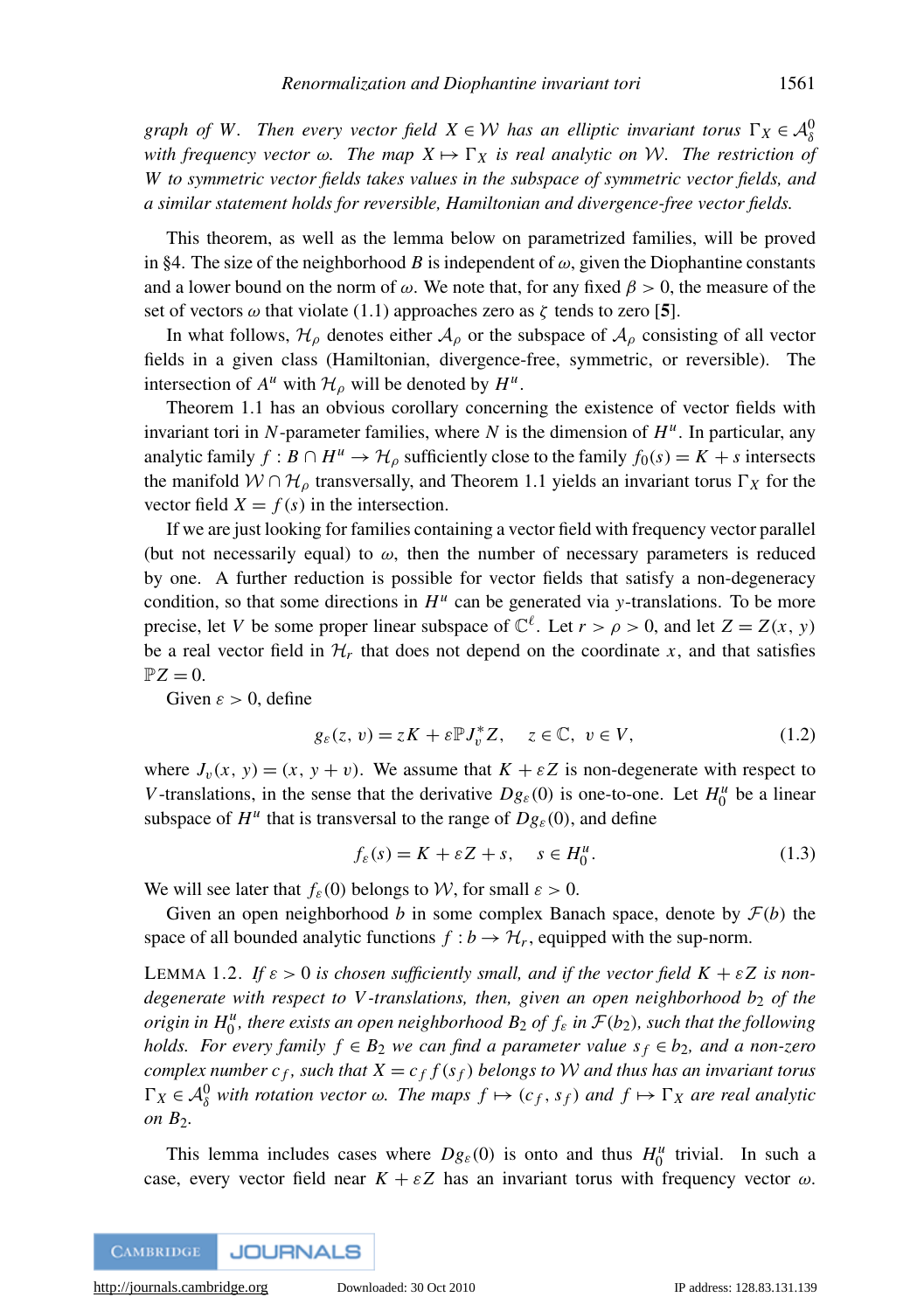*graph of $W$. Then every vector field $X \in \mathcal{W}$ has an elliptic invariant torus $\Gamma_X \in \mathcal{A}_\delta^0$ with frequency vector $\omega$. The map $X \mapsto \Gamma_X$ is real analytic on $\mathcal{W}$. The restriction of $W$ to symmetric vector fields takes values in the subspace of symmetric vector fields, and a similar statement holds for reversible, Hamiltonian and divergence-free vector fields.*

This theorem, as well as the lemma below on parametrized families, will be proved in §4. The size of the neighborhood $B$ is independent of $\omega$, given the Diophantine constants and a lower bound on the norm of $\omega$. We note that, for any fixed $\beta > 0$, the measure of the set of vectors $\omega$ that violate (1.1) approaches zero as $\zeta$ tends to zero [**5**].

In what follows, $\mathcal{H}_\rho$ denotes either $\mathcal{A}_\rho$ or the subspace of $\mathcal{A}_\rho$ consisting of all vector fields in a given class (Hamiltonian, divergence-free, symmetric, or reversible). The intersection of $A^u$ with $\mathcal{H}_\rho$ will be denoted by $H^u$.

Theorem 1.1 has an obvious corollary concerning the existence of vector fields with invariant tori in $N$-parameter families, where $N$ is the dimension of $H^u$. In particular, any analytic family $f : B \cap H^u \to \mathcal{H}_\rho$ sufficiently close to the family $f_0(s) = K + s$ intersects the manifold $\mathcal{W} \cap \mathcal{H}_\rho$ transversally, and Theorem 1.1 yields an invariant torus $\Gamma_X$ for the vector field $X = f(s)$ in the intersection.

If we are just looking for families containing a vector field with frequency vector parallel (but not necessarily equal) to $\omega$, then the number of necessary parameters is reduced by one. A further reduction is possible for vector fields that satisfy a non-degeneracy condition, so that some directions in $H^u$ can be generated via $y$-translations. To be more precise, let $V$ be some proper linear subspace of $\mathbb{C}^\ell$. Let $r > \rho > 0$, and let $Z = Z(x, y)$ be a real vector field in $\mathcal{H}_r$ that does not depend on the coordinate $x$, and that satisfies $\mathbb{P}Z = 0$.

Given $\varepsilon > 0$, define

$$g_\varepsilon(z, v) = zK + \varepsilon \mathbb{P} J_v^* Z, \quad z \in \mathbb{C}, \ v \in V, \tag{1.2}$$

where $J_v(x, y) = (x, y + v)$. We assume that $K + \varepsilon Z$ is non-degenerate with respect to $V$-translations, in the sense that the derivative $Dg_\varepsilon(0)$ is one-to-one. Let $H_0^u$ be a linear subspace of $H^u$ that is transversal to the range of $Dg_\varepsilon(0)$, and define

$$f_\varepsilon(s) = K + \varepsilon Z + s, \quad s \in H_0^u. \tag{1.3}$$

We will see later that $f_\varepsilon(0)$ belongs to $\mathcal{W}$, for small $\varepsilon > 0$.

Given an open neighborhood $b$ in some complex Banach space, denote by $\mathcal{F}(b)$ the space of all bounded analytic functions $f : b \to \mathcal{H}_r$, equipped with the sup-norm.

LEMMA 1.2. *If $\varepsilon > 0$ is chosen sufficiently small, and if the vector field $K + \varepsilon Z$ is non-degenerate with respect to $V$-translations, then, given an open neighborhood $b_2$ of the origin in $H_0^u$, there exists an open neighborhood $B_2$ of $f_\varepsilon$ in $\mathcal{F}(b_2)$, such that the following holds. For every family $f \in B_2$ we can find a parameter value $s_f \in b_2$, and a non-zero complex number $c_f$, such that $X = c_f f(s_f)$ belongs to $\mathcal{W}$ and thus has an invariant torus $\Gamma_X \in \mathcal{A}_\delta^0$ with rotation vector $\omega$. The maps $f \mapsto (c_f, s_f)$ and $f \mapsto \Gamma_X$ are real analytic on $B_2$.*

This lemma includes cases where $Dg_\varepsilon(0)$ is onto and thus $H_0^u$ trivial. In such a case, every vector field near $K + \varepsilon Z$ has an invariant torus with frequency vector $\omega$.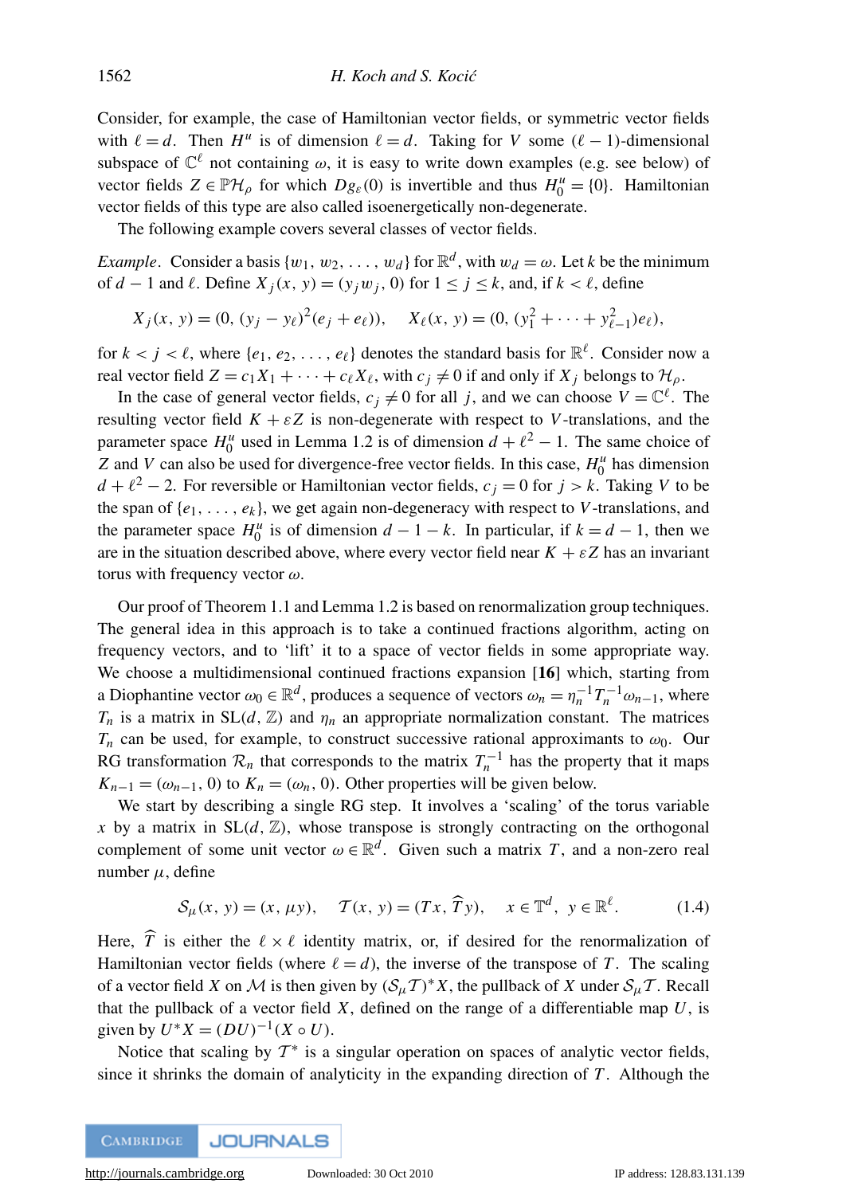Consider, for example, the case of Hamiltonian vector fields, or symmetric vector fields with $\ell = d$. Then $H^u$ is of dimension $\ell = d$. Taking for $V$ some $(\ell - 1)$-dimensional subspace of $\mathbb{C}^\ell$ not containing $\omega$, it is easy to write down examples (e.g. see below) of vector fields $Z \in \mathbb{P}\mathcal{H}_\rho$ for which $Dg_\varepsilon(0)$ is invertible and thus $H_0^u = \{0\}$. Hamiltonian vector fields of this type are also called isoenergetically non-degenerate.

The following example covers several classes of vector fields.

*Example*. Consider a basis $\{w_1, w_2, \ldots, w_d\}$ for $\mathbb{R}^d$, with $w_d = \omega$. Let $k$ be the minimum of $d - 1$ and $\ell$. Define $X_j(x, y) = (y_j w_j, 0)$ for $1 \leq j \leq k$, and, if $k < \ell$, define

$$X_j(x, y) = (0, (y_j - y_\ell)^2(e_j + e_\ell)), \quad X_\ell(x, y) = (0, (y_1^2 + \cdots + y_{\ell-1}^2)e_\ell),$$

for $k < j < \ell$, where $\{e_1, e_2, \ldots, e_\ell\}$ denotes the standard basis for $\mathbb{R}^\ell$. Consider now a real vector field $Z = c_1 X_1 + \cdots + c_\ell X_\ell$, with $c_j \neq 0$ if and only if $X_j$ belongs to $\mathcal{H}_\rho$.

In the case of general vector fields, $c_j \neq 0$ for all $j$, and we can choose $V = \mathbb{C}^\ell$. The resulting vector field $K + \varepsilon Z$ is non-degenerate with respect to $V$-translations, and the parameter space $H_0^u$ used in Lemma 1.2 is of dimension $d + \ell^2 - 1$. The same choice of $Z$ and $V$ can also be used for divergence-free vector fields. In this case, $H_0^u$ has dimension $d + \ell^2 - 2$. For reversible or Hamiltonian vector fields, $c_j = 0$ for $j > k$. Taking $V$ to be the span of $\{e_1, \ldots, e_k\}$, we get again non-degeneracy with respect to $V$-translations, and the parameter space $H_0^u$ is of dimension $d - 1 - k$. In particular, if $k = d - 1$, then we are in the situation described above, where every vector field near $K + \varepsilon Z$ has an invariant torus with frequency vector $\omega$.

Our proof of Theorem 1.1 and Lemma 1.2 is based on renormalization group techniques. The general idea in this approach is to take a continued fractions algorithm, acting on frequency vectors, and to 'lift' it to a space of vector fields in some appropriate way. We choose a multidimensional continued fractions expansion [**16**] which, starting from a Diophantine vector $\omega_0 \in \mathbb{R}^d$, produces a sequence of vectors $\omega_n = \eta_n^{-1} T_n^{-1} \omega_{n-1}$, where $T_n$ is a matrix in $\mathrm{SL}(d, \mathbb{Z})$ and $\eta_n$ an appropriate normalization constant. The matrices $T_n$ can be used, for example, to construct successive rational approximants to $\omega_0$. Our RG transformation $\mathcal{R}_n$ that corresponds to the matrix $T_n^{-1}$ has the property that it maps $K_{n-1} = (\omega_{n-1}, 0)$ to $K_n = (\omega_n, 0)$. Other properties will be given below.

We start by describing a single RG step. It involves a 'scaling' of the torus variable $x$ by a matrix in $\mathrm{SL}(d, \mathbb{Z})$, whose transpose is strongly contracting on the orthogonal complement of some unit vector $\omega \in \mathbb{R}^d$. Given such a matrix $T$, and a non-zero real number $\mu$, define

$$\mathcal{S}_\mu(x, y) = (x, \mu y), \quad \mathcal{T}(x, y) = (Tx, \widehat{T} y), \quad x \in \mathbb{T}^d, \ y \in \mathbb{R}^\ell. \tag{1.4}$$

Here, $\widehat{T}$ is either the $\ell \times \ell$ identity matrix, or, if desired for the renormalization of Hamiltonian vector fields (where $\ell = d$), the inverse of the transpose of $T$. The scaling of a vector field $X$ on $\mathcal{M}$ is then given by $(\mathcal{S}_\mu \mathcal{T})^* X$, the pullback of $X$ under $\mathcal{S}_\mu \mathcal{T}$. Recall that the pullback of a vector field $X$, defined on the range of a differentiable map $U$, is given by $U^* X = (DU)^{-1}(X \circ U)$.

Notice that scaling by $\mathcal{T}^*$ is a singular operation on spaces of analytic vector fields, since it shrinks the domain of analyticity in the expanding direction of $T$. Although the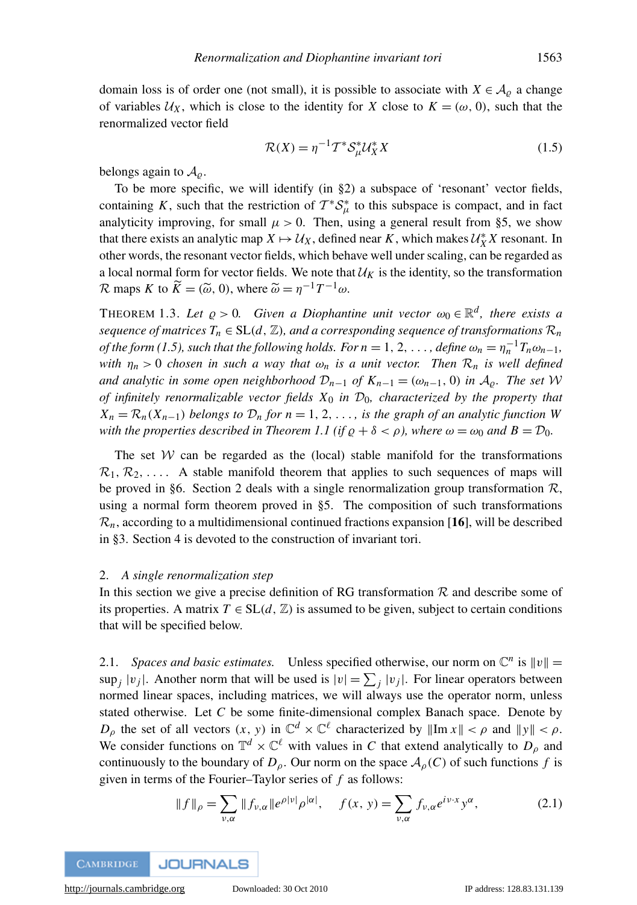domain loss is of order one (not small), it is possible to associate with $X \in \mathcal{A}_\varrho$ a change of variables $\mathcal{U}_X$, which is close to the identity for $X$ close to $K = (\omega, 0)$, such that the renormalized vector field

$$\mathcal{R}(X) = \eta^{-1}\mathcal{T}^*\mathcal{S}_\mu^*\mathcal{U}_X^* X \tag{1.5}$$

belongs again to $\mathcal{A}_\varrho$.

To be more specific, we will identify (in §2) a subspace of 'resonant' vector fields, containing $K$, such that the restriction of $\mathcal{T}^*\mathcal{S}_\mu^*$ to this subspace is compact, and in fact analyticity improving, for small $\mu > 0$. Then, using a general result from §5, we show that there exists an analytic map $X \mapsto \mathcal{U}_X$, defined near $K$, which makes $\mathcal{U}_X^* X$ resonant. In other words, the resonant vector fields, which behave well under scaling, can be regarded as a local normal form for vector fields. We note that $\mathcal{U}_K$ is the identity, so the transformation $\mathcal{R}$ maps $K$ to $\widetilde{K} = (\widetilde{\omega}, 0)$, where $\widetilde{\omega} = \eta^{-1}T^{-1}\omega$.

THEOREM 1.3. *Let $\varrho > 0$. Given a Diophantine unit vector $\omega_0 \in \mathbb{R}^d$, there exists a sequence of matrices $T_n \in \mathrm{SL}(d, \mathbb{Z})$, and a corresponding sequence of transformations $\mathcal{R}_n$ of the form (1.5), such that the following holds. For $n = 1, 2, \ldots$, define $\omega_n = \eta_n^{-1}T_n\omega_{n-1}$, with $\eta_n > 0$ chosen in such a way that $\omega_n$ is a unit vector. Then $\mathcal{R}_n$ is well defined and analytic in some open neighborhood $\mathcal{D}_{n-1}$ of $K_{n-1} = (\omega_{n-1}, 0)$ in $\mathcal{A}_\varrho$. The set $\mathcal{W}$ of infinitely renormalizable vector fields $X_0$ in $\mathcal{D}_0$, characterized by the property that $X_n = \mathcal{R}_n(X_{n-1})$ belongs to $\mathcal{D}_n$ for $n = 1, 2, \ldots$, is the graph of an analytic function $W$ with the properties described in Theorem 1.1 (if $\varrho + \delta < \rho$), where $\omega = \omega_0$ and $B = \mathcal{D}_0$.*

The set $\mathcal{W}$ can be regarded as the (local) stable manifold for the transformations $\mathcal{R}_1, \mathcal{R}_2, \ldots$. A stable manifold theorem that applies to such sequences of maps will be proved in §6. Section 2 deals with a single renormalization group transformation $\mathcal{R}$, using a normal form theorem proved in §5. The composition of such transformations $\mathcal{R}_n$, according to a multidimensional continued fractions expansion [**16**], will be described in §3. Section 4 is devoted to the construction of invariant tori.

## 2. *A single renormalization step*

In this section we give a precise definition of RG transformation $\mathcal{R}$ and describe some of its properties. A matrix $T \in \mathrm{SL}(d, \mathbb{Z})$ is assumed to be given, subject to certain conditions that will be specified below.

### 2.1. *Spaces and basic estimates.*

Unless specified otherwise, our norm on $\mathbb{C}^n$ is $\|v\| = \sup_j |v_j|$. Another norm that will be used is $|v| = \sum_j |v_j|$. For linear operators between normed linear spaces, including matrices, we will always use the operator norm, unless stated otherwise. Let $C$ be some finite-dimensional complex Banach space. Denote by $D_\rho$ the set of all vectors $(x, y)$ in $\mathbb{C}^d \times \mathbb{C}^\ell$ characterized by $\|\mathrm{Im}\, x\| < \rho$ and $\|y\| < \rho$. We consider functions on $\mathbb{T}^d \times \mathbb{C}^\ell$ with values in $C$ that extend analytically to $D_\rho$ and continuously to the boundary of $D_\rho$. Our norm on the space $\mathcal{A}_\rho(C)$ of such functions $f$ is given in terms of the Fourier–Taylor series of $f$ as follows:

$$\|f\|_\rho = \sum_{\nu,\alpha} \|f_{\nu,\alpha}\| e^{\rho|\nu|}\rho^{|\alpha|}, \qquad f(x, y) = \sum_{\nu,\alpha} f_{\nu,\alpha} e^{i\nu\cdot x} y^\alpha, \tag{2.1}$$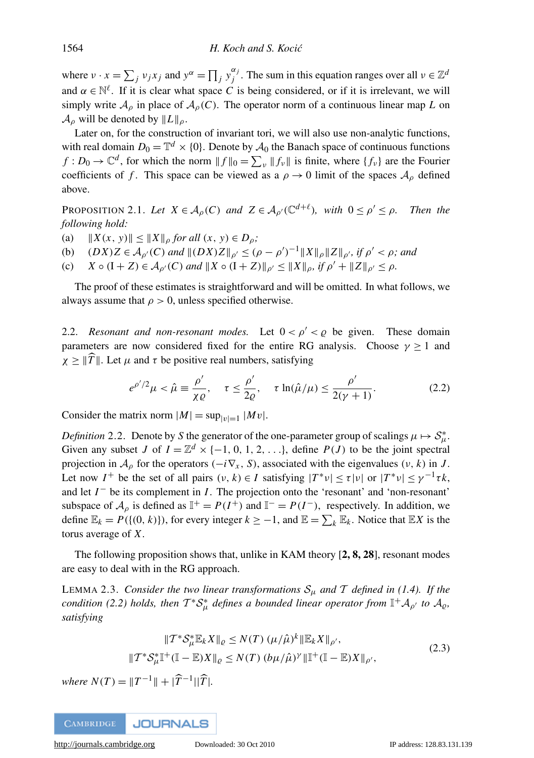where $\nu \cdot x = \sum_j \nu_j x_j$ and $y^\alpha = \prod_j y_j^{\alpha_j}$. The sum in this equation ranges over all $\nu \in \mathbb{Z}^d$ and $\alpha \in \mathbb{N}^\ell$. If it is clear what space $C$ is being considered, or if it is irrelevant, we will simply write $\mathcal{A}_\rho$ in place of $\mathcal{A}_\rho(C)$. The operator norm of a continuous linear map $L$ on $\mathcal{A}_\rho$ will be denoted by $\|L\|_\rho$.

Later on, for the construction of invariant tori, we will also use non-analytic functions, with real domain $D_0 = \mathbb{T}^d \times \{0\}$. Denote by $\mathcal{A}_0$ the Banach space of continuous functions $f : D_0 \to \mathbb{C}^d$, for which the norm $\|f\|_0 = \sum_\nu \|f_\nu\|$ is finite, where $\{f_\nu\}$ are the Fourier coefficients of $f$. This space can be viewed as a $\rho \to 0$ limit of the spaces $\mathcal{A}_\rho$ defined above.

PROPOSITION 2.1. *Let $X \in \mathcal{A}_\rho(C)$ and $Z \in \mathcal{A}_{\rho'}(\mathbb{C}^{d+\ell})$, with $0 \le \rho' \le \rho$. Then the following hold:*

(a) *$\|X(x, y)\| \le \|X\|_\rho$ for all $(x, y) \in D_\rho$;*

(b) *$(DX)Z \in \mathcal{A}_{\rho'}(C)$ and $\|(DX)Z\|_{\rho'} \le (\rho - \rho')^{-1}\|X\|_\rho\|Z\|_{\rho'}$, if $\rho' < \rho$; and*

(c) *$X \circ (\mathrm{I} + Z) \in \mathcal{A}_{\rho'}(C)$ and $\|X \circ (\mathrm{I} + Z)\|_{\rho'} \le \|X\|_\rho$, if $\rho' + \|Z\|_{\rho'} \le \rho$.*

The proof of these estimates is straightforward and will be omitted. In what follows, we always assume that $\rho > 0$, unless specified otherwise.

2.2. *Resonant and non-resonant modes.* Let $0 < \rho' < \varrho$ be given. These domain parameters are now considered fixed for the entire RG analysis. Choose $\gamma \ge 1$ and $\chi \ge \|\widehat{T}\|$. Let $\mu$ and $\tau$ be positive real numbers, satisfying

$$e^{\rho'/2}\mu < \hat{\mu} \equiv \frac{\rho'}{\chi\varrho}, \qquad \tau \le \frac{\rho'}{2\varrho}, \qquad \tau \ln(\hat{\mu}/\mu) \le \frac{\rho'}{2(\gamma+1)}. \tag{2.2}$$

Consider the matrix norm $|M| = \sup_{|v|=1} |Mv|$.

*Definition* 2.2. Denote by $S$ the generator of the one-parameter group of scalings $\mu \mapsto \mathcal{S}^*_\mu$. Given any subset $J$ of $I = \mathbb{Z}^d \times \{-1, 0, 1, 2, \ldots\}$, define $P(J)$ to be the joint spectral projection in $\mathcal{A}_\rho$ for the operators $(-i\nabla_x, S)$, associated with the eigenvalues $(\nu, k)$ in $J$. Let now $I^+$ be the set of all pairs $(\nu, k) \in I$ satisfying $|T^*\nu| \le \tau|\nu|$ or $|T^*\nu| \le \gamma^{-1}\tau k$, and let $I^-$ be its complement in $I$. The projection onto the 'resonant' and 'non-resonant' subspace of $\mathcal{A}_\rho$ is defined as $\mathbb{I}^+ = P(I^+)$ and $\mathbb{I}^- = P(I^-)$, respectively. In addition, we define $\mathbb{E}_k = P(\{(0, k)\})$, for every integer $k \ge -1$, and $\mathbb{E} = \sum_k \mathbb{E}_k$. Notice that $\mathbb{E}X$ is the torus average of $X$.

The following proposition shows that, unlike in KAM theory [**2, 8, 28**], resonant modes are easy to deal with in the RG approach.

LEMMA 2.3. *Consider the two linear transformations $\mathcal{S}_\mu$ and $\mathcal{T}$ defined in (1.4). If the condition (2.2) holds, then $\mathcal{T}^*\mathcal{S}^*_\mu$ defines a bounded linear operator from $\mathbb{I}^+\mathcal{A}_{\rho'}$ to $\mathcal{A}_\varrho$, satisfying*

$$\begin{aligned} \|\mathcal{T}^*\mathcal{S}^*_\mu\mathbb{E}_k X\|_\varrho &\le N(T)\,(\mu/\hat{\mu})^k\|\mathbb{E}_k X\|_{\rho'}, \\ \|\mathcal{T}^*\mathcal{S}^*_\mu\mathbb{I}^+(\mathbb{I} - \mathbb{E})X\|_\varrho &\le N(T)\,(b\mu/\hat{\mu})^\gamma\|\mathbb{I}^+(\mathbb{I} - \mathbb{E})X\|_{\rho'}, \end{aligned} \tag{2.3}$$

*where $N(T) = \|T^{-1}\| + |\widehat{T}^{-1}||\widehat{T}|$.*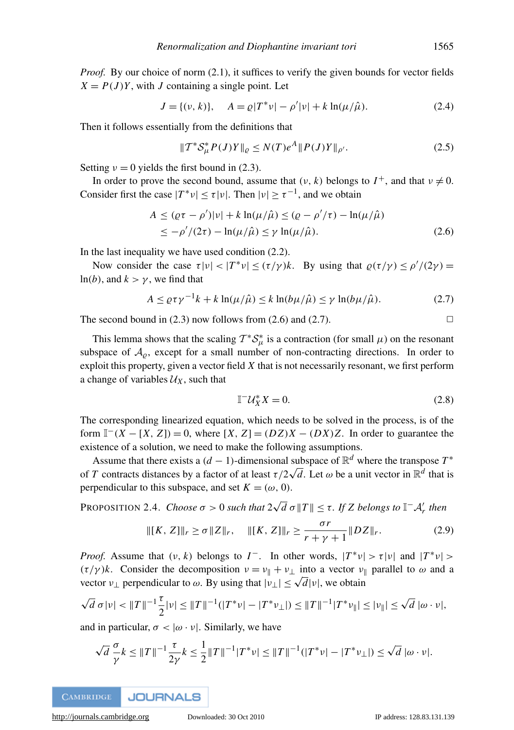*Proof.* By our choice of norm (2.1), it suffices to verify the given bounds for vector fields $X = P(J)Y$, with $J$ containing a single point. Let

$$J = \{(\nu, k)\}, \qquad A = \varrho|T^*\nu| - \rho'|\nu| + k\ln(\mu/\hat{\mu}). \tag{2.4}$$

Then it follows essentially from the definitions that

$$\|\mathcal{T}^*\mathcal{S}_\mu^* P(J)Y\|_\varrho \le N(T)e^A\|P(J)Y\|_{\rho'}. \tag{2.5}$$

Setting $\nu = 0$ yields the first bound in (2.3).

In order to prove the second bound, assume that $(\nu, k)$ belongs to $I^+$, and that $\nu \neq 0$. Consider first the case $|T^*\nu| \le \tau|\nu|$. Then $|\nu| \ge \tau^{-1}$, and we obtain

$$\begin{aligned} A &\le (\varrho\tau - \rho')|\nu| + k\ln(\mu/\hat{\mu}) \le (\varrho - \rho'/\tau) - \ln(\mu/\hat{\mu}) \\ &\le -\rho'/(2\tau) - \ln(\mu/\hat{\mu}) \le \gamma\ln(\mu/\hat{\mu}). \end{aligned} \tag{2.6}$$

In the last inequality we have used condition (2.2).

Now consider the case $\tau|\nu| < |T^*\nu| \le (\tau/\gamma)k$. By using that $\varrho(\tau/\gamma) \le \rho'/(2\gamma) = \ln(b)$, and $k > \gamma$, we find that

$$A \le \varrho\tau\gamma^{-1}k + k\ln(\mu/\hat{\mu}) \le k\ln(b\mu/\hat{\mu}) \le \gamma\ln(b\mu/\hat{\mu}). \tag{2.7}$$

The second bound in (2.3) now follows from (2.6) and (2.7). $\square$

This lemma shows that the scaling $\mathcal{T}^*\mathcal{S}_\mu^*$ is a contraction (for small $\mu$) on the resonant subspace of $\mathcal{A}_\varrho$, except for a small number of non-contracting directions. In order to exploit this property, given a vector field $X$ that is not necessarily resonant, we first perform a change of variables $\mathcal{U}_X$, such that

$$\mathbb{I}^-\mathcal{U}_X^* X = 0. \tag{2.8}$$

The corresponding linearized equation, which needs to be solved in the process, is of the form $\mathbb{I}^-(X - [X, Z]) = 0$, where $[X, Z] = (DZ)X - (DX)Z$. In order to guarantee the existence of a solution, we need to make the following assumptions.

Assume that there exists a $(d-1)$-dimensional subspace of $\mathbb{R}^d$ where the transpose $T^*$ of $T$ contracts distances by a factor of at least $\tau/2\sqrt{d}$. Let $\omega$ be a unit vector in $\mathbb{R}^d$ that is perpendicular to this subspace, and set $K = (\omega, 0)$.

Proposition 2.4. *Choose $\sigma > 0$ such that $2\sqrt{d}\,\sigma\|T\| \le \tau$. If $Z$ belongs to $\mathbb{I}^-\mathcal{A}'_r$ then*

$$\|[K, Z]\|_r \ge \sigma\|Z\|_r, \qquad \|[K, Z]\|_r \ge \frac{\sigma r}{r + \gamma + 1}\|DZ\|_r. \tag{2.9}$$

*Proof.* Assume that $(\nu, k)$ belongs to $I^-$. In other words, $|T^*\nu| > \tau|\nu|$ and $|T^*\nu| > (\tau/\gamma)k$. Consider the decomposition $\nu = \nu_\parallel + \nu_\perp$ into a vector $\nu_\parallel$ parallel to $\omega$ and a vector $\nu_\perp$ perpendicular to $\omega$. By using that $|\nu_\perp| \le \sqrt{d}|\nu|$, we obtain

$$\sqrt{d}\,\sigma|\nu| < \|T\|^{-1}\frac{\tau}{2}|\nu| \le \|T\|^{-1}(|T^*\nu| - |T^*\nu_\perp|) \le \|T\|^{-1}|T^*\nu_\parallel| \le |\nu_\parallel| \le \sqrt{d}\,|\omega\cdot\nu|,$$

and in particular, $\sigma < |\omega\cdot\nu|$. Similarly, we have

$$\sqrt{d}\,\frac{\sigma}{\gamma}k \le \|T\|^{-1}\frac{\tau}{2\gamma}k \le \frac{1}{2}\|T\|^{-1}|T^*\nu| \le \|T\|^{-1}(|T^*\nu| - |T^*\nu_\perp|) \le \sqrt{d}\,|\omega\cdot\nu|.$$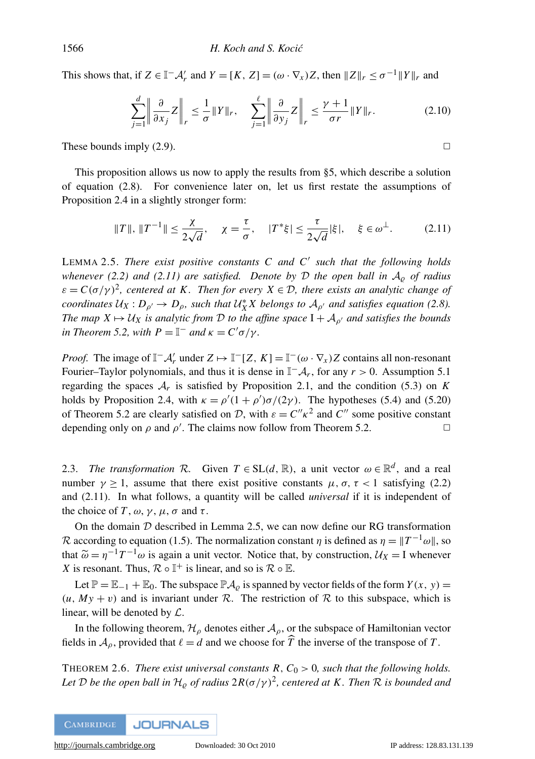This shows that, if $Z \in \mathbb{I}^- \mathcal{A}'_r$ and $Y = [K, Z] = (\omega \cdot \nabla_x) Z$, then $\|Z\|_r \le \sigma^{-1} \|Y\|_r$ and

$$\sum_{j=1}^{d} \left\| \frac{\partial}{\partial x_j} Z \right\|_r \le \frac{1}{\sigma} \|Y\|_r, \quad \sum_{j=1}^{\ell} \left\| \frac{\partial}{\partial y_j} Z \right\|_r \le \frac{\gamma + 1}{\sigma r} \|Y\|_r. \tag{2.10}$$

These bounds imply (2.9). □

This proposition allows us now to apply the results from §5, which describe a solution of equation (2.8). For convenience later on, let us first restate the assumptions of Proposition 2.4 in a slightly stronger form:

$$\|T\|, \|T^{-1}\| \le \frac{\chi}{2\sqrt{d}}, \quad \chi = \frac{\tau}{\sigma}, \quad |T^* \xi| \le \frac{\tau}{2\sqrt{d}} |\xi|, \quad \xi \in \omega^\perp. \tag{2.11}$$

LEMMA 2.5. *There exist positive constants $C$ and $C'$ such that the following holds whenever (2.2) and (2.11) are satisfied. Denote by $\mathcal{D}$ the open ball in $\mathcal{A}_\varrho$ of radius $\varepsilon = C(\sigma/\gamma)^2$, centered at $K$. Then for every $X \in \mathcal{D}$, there exists an analytic change of coordinates $\mathcal{U}_X : D_{\rho'} \to D_\rho$, such that $\mathcal{U}_X^* X$ belongs to $\mathcal{A}_{\rho'}$ and satisfies equation (2.8). The map $X \mapsto \mathcal{U}_X$ is analytic from $\mathcal{D}$ to the affine space $\mathrm{I} + \mathcal{A}_{\rho'}$ and satisfies the bounds in Theorem 5.2, with $P = \mathbb{I}^-$ and $\kappa = C'\sigma/\gamma$.*

*Proof.* The image of $\mathbb{I}^- \mathcal{A}'_r$ under $Z \mapsto \mathbb{I}^-[Z, K] = \mathbb{I}^-(\omega \cdot \nabla_x) Z$ contains all non-resonant Fourier–Taylor polynomials, and thus it is dense in $\mathbb{I}^- \mathcal{A}_r$, for any $r > 0$. Assumption 5.1 regarding the spaces $\mathcal{A}_r$ is satisfied by Proposition 2.1, and the condition (5.3) on $K$ holds by Proposition 2.4, with $\kappa = \rho'(1 + \rho')\sigma/(2\gamma)$. The hypotheses (5.4) and (5.20) of Theorem 5.2 are clearly satisfied on $\mathcal{D}$, with $\varepsilon = C''\kappa^2$ and $C''$ some positive constant depending only on $\rho$ and $\rho'$. The claims now follow from Theorem 5.2. □

2.3. *The transformation $\mathcal{R}$.* Given $T \in \mathrm{SL}(d, \mathbb{R})$, a unit vector $\omega \in \mathbb{R}^d$, and a real number $\gamma \ge 1$, assume that there exist positive constants $\mu, \sigma, \tau < 1$ satisfying (2.2) and (2.11). In what follows, a quantity will be called *universal* if it is independent of the choice of $T, \omega, \gamma, \mu, \sigma$ and $\tau$.

On the domain $\mathcal{D}$ described in Lemma 2.5, we can now define our RG transformation $\mathcal{R}$ according to equation (1.5). The normalization constant $\eta$ is defined as $\eta = \|T^{-1}\omega\|$, so that $\widetilde{\omega} = \eta^{-1} T^{-1} \omega$ is again a unit vector. Notice that, by construction, $\mathcal{U}_X = \mathrm{I}$ whenever $X$ is resonant. Thus, $\mathcal{R} \circ \mathbb{I}^+$ is linear, and so is $\mathcal{R} \circ \mathbb{E}$.

Let $\mathbb{P} = \mathbb{E}_{-1} + \mathbb{E}_0$. The subspace $\mathbb{P}\mathcal{A}_\varrho$ is spanned by vector fields of the form $Y(x, y) = (u, My + v)$ and is invariant under $\mathcal{R}$. The restriction of $\mathcal{R}$ to this subspace, which is linear, will be denoted by $\mathcal{L}$.

In the following theorem, $\mathcal{H}_\rho$ denotes either $\mathcal{A}_\rho$, or the subspace of Hamiltonian vector fields in $\mathcal{A}_\rho$, provided that $\ell = d$ and we choose for $\widehat{T}$ the inverse of the transpose of $T$.

THEOREM 2.6. *There exist universal constants $R, C_0 > 0$, such that the following holds. Let $\mathcal{D}$ be the open ball in $\mathcal{H}_\varrho$ of radius $2R(\sigma/\gamma)^2$, centered at $K$. Then $\mathcal{R}$ is bounded and*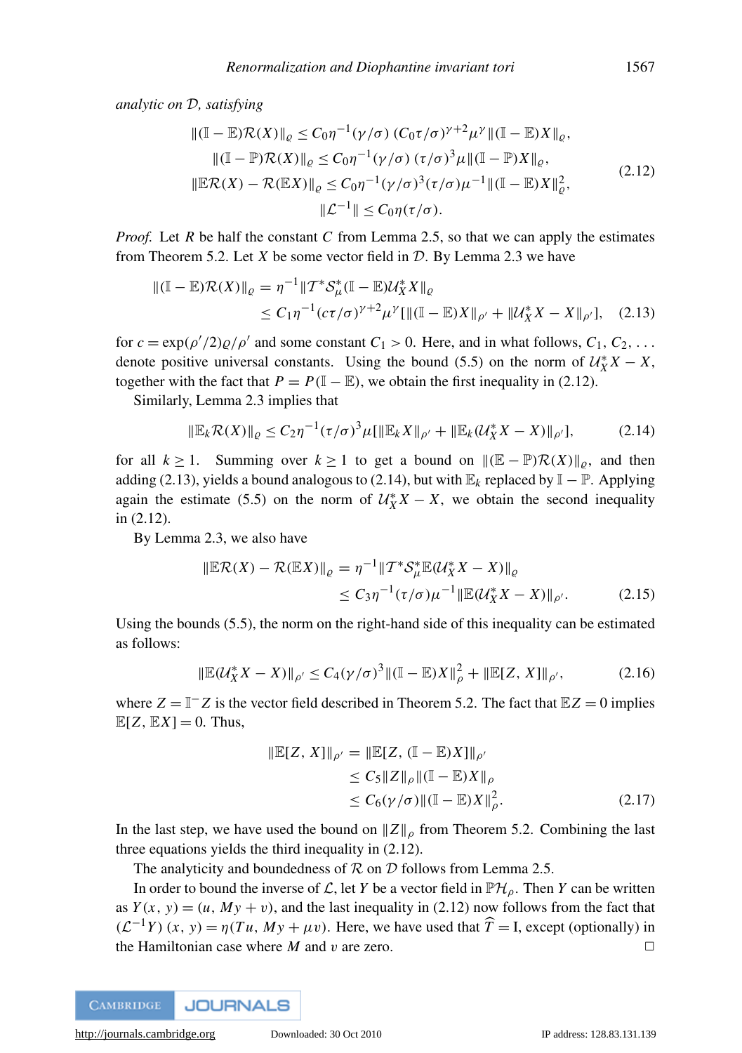*analytic on $\mathcal{D}$, satisfying*

$$
\begin{aligned}
\|(\mathbb{I}-\mathbb{E})\mathcal{R}(X)\|_\varrho &\le C_0\eta^{-1}(\gamma/\sigma)\,(C_0\tau/\sigma)^{\gamma+2}\mu^\gamma\|(\mathbb{I}-\mathbb{E})X\|_\varrho,\\
\|(\mathbb{I}-\mathbb{P})\mathcal{R}(X)\|_\varrho &\le C_0\eta^{-1}(\gamma/\sigma)\,(\tau/\sigma)^3\mu\|(\mathbb{I}-\mathbb{P})X\|_\varrho,\\
\|\mathbb{E}\mathcal{R}(X)-\mathcal{R}(\mathbb{E}X)\|_\varrho &\le C_0\eta^{-1}(\gamma/\sigma)^3(\tau/\sigma)\mu^{-1}\|(\mathbb{I}-\mathbb{E})X\|_\varrho^2,\\
\|\mathcal{L}^{-1}\| &\le C_0\eta(\tau/\sigma).
\end{aligned}
\tag{2.12}
$$

*Proof.* Let $R$ be half the constant $C$ from Lemma 2.5, so that we can apply the estimates from Theorem 5.2. Let $X$ be some vector field in $\mathcal{D}$. By Lemma 2.3 we have

$$
\begin{aligned}
\|(\mathbb{I}-\mathbb{E})\mathcal{R}(X)\|_\varrho &= \eta^{-1}\|\mathcal{T}^*\mathcal{S}_\mu^*(\mathbb{I}-\mathbb{E})\mathcal{U}_X^*X\|_\varrho\\
&\le C_1\eta^{-1}(c\tau/\sigma)^{\gamma+2}\mu^\gamma[\|(\mathbb{I}-\mathbb{E})X\|_{\rho'}+\|\mathcal{U}_X^*X-X\|_{\rho'}],
\end{aligned}
\tag{2.13}
$$

for $c=\exp(\rho'/2)\varrho/\rho'$ and some constant $C_1>0$. Here, and in what follows, $C_1, C_2, \ldots$ denote positive universal constants. Using the bound (5.5) on the norm of $\mathcal{U}_X^*X-X$, together with the fact that $P=P(\mathbb{I}-\mathbb{E})$, we obtain the first inequality in (2.12).

Similarly, Lemma 2.3 implies that

$$
\|\mathbb{E}_k\mathcal{R}(X)\|_\varrho \le C_2\eta^{-1}(\tau/\sigma)^3\mu[\|\mathbb{E}_kX\|_{\rho'}+\|\mathbb{E}_k(\mathcal{U}_X^*X-X)\|_{\rho'}],
\tag{2.14}
$$

for all $k\ge 1$. Summing over $k\ge 1$ to get a bound on $\|(\mathbb{E}-\mathbb{P})\mathcal{R}(X)\|_\varrho$, and then adding (2.13), yields a bound analogous to (2.14), but with $\mathbb{E}_k$ replaced by $\mathbb{I}-\mathbb{P}$. Applying again the estimate (5.5) on the norm of $\mathcal{U}_X^*X-X$, we obtain the second inequality in (2.12).

By Lemma 2.3, we also have

$$
\begin{aligned}
\|\mathbb{E}\mathcal{R}(X)-\mathcal{R}(\mathbb{E}X)\|_\varrho &= \eta^{-1}\|\mathcal{T}^*\mathcal{S}_\mu^*\mathbb{E}(\mathcal{U}_X^*X-X)\|_\varrho\\
&\le C_3\eta^{-1}(\tau/\sigma)\mu^{-1}\|\mathbb{E}(\mathcal{U}_X^*X-X)\|_{\rho'}.
\end{aligned}
\tag{2.15}
$$

Using the bounds (5.5), the norm on the right-hand side of this inequality can be estimated as follows:

$$
\|\mathbb{E}(\mathcal{U}_X^*X-X)\|_{\rho'} \le C_4(\gamma/\sigma)^3\|(\mathbb{I}-\mathbb{E})X\|_\rho^2+\|\mathbb{E}[Z,X]\|_{\rho'},
\tag{2.16}
$$

where $Z=\mathbb{I}^-Z$ is the vector field described in Theorem 5.2. The fact that $\mathbb{E}Z=0$ implies $\mathbb{E}[Z,\mathbb{E}X]=0$. Thus,

$$
\begin{aligned}
\|\mathbb{E}[Z,X]\|_{\rho'} &= \|\mathbb{E}[Z,(\mathbb{I}-\mathbb{E})X]\|_{\rho'}\\
&\le C_5\|Z\|_\rho\|(\mathbb{I}-\mathbb{E})X\|_\rho\\
&\le C_6(\gamma/\sigma)\|(\mathbb{I}-\mathbb{E})X\|_\rho^2.
\end{aligned}
\tag{2.17}
$$

In the last step, we have used the bound on $\|Z\|_\rho$ from Theorem 5.2. Combining the last three equations yields the third inequality in (2.12).

The analyticity and boundedness of $\mathcal{R}$ on $\mathcal{D}$ follows from Lemma 2.5.

In order to bound the inverse of $\mathcal{L}$, let $Y$ be a vector field in $\mathbb{P}\mathcal{H}_\rho$. Then $Y$ can be written as $Y(x,y)=(u,My+v)$, and the last inequality in (2.12) now follows from the fact that $(\mathcal{L}^{-1}Y)(x,y)=\eta(Tu,My+\mu v)$. Here, we have used that $\widehat{T}=\mathrm{I}$, except (optionally) in the Hamiltonian case where $M$ and $v$ are zero. □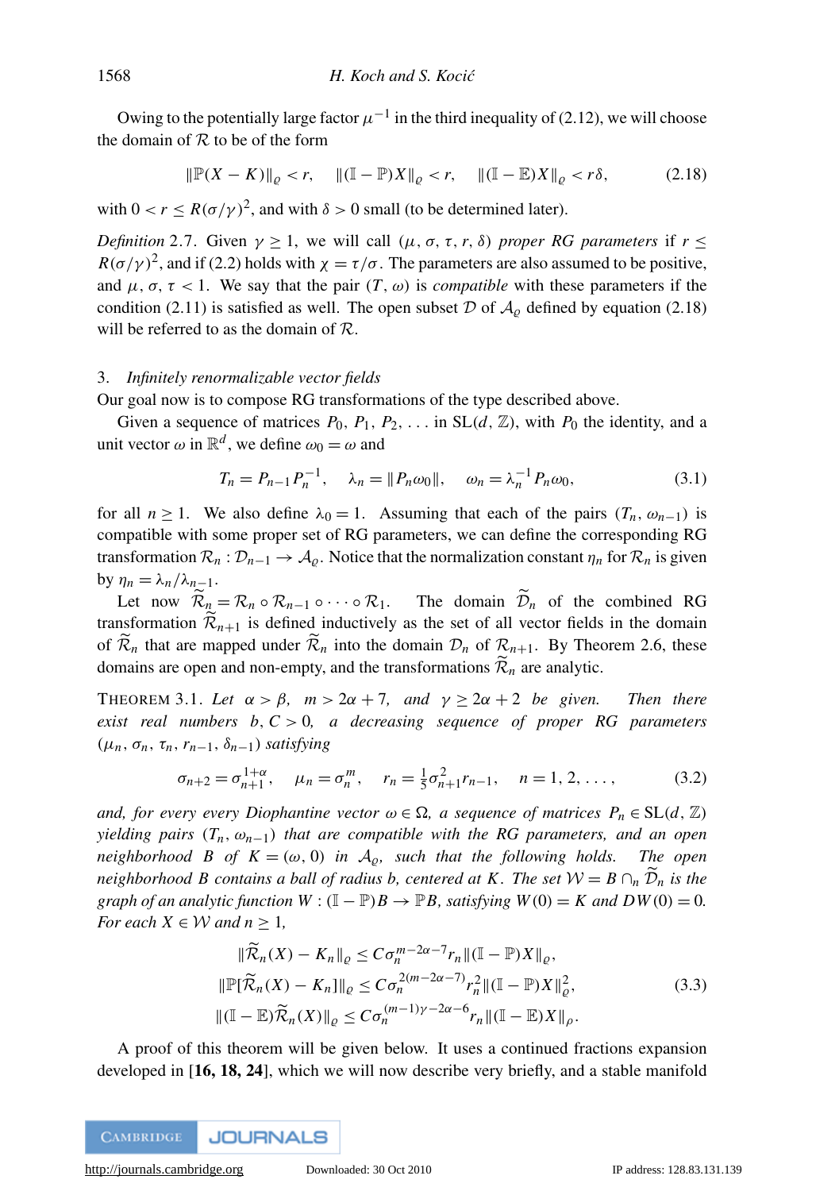Owing to the potentially large factor $\mu^{-1}$ in the third inequality of (2.12), we will choose the domain of $\mathcal{R}$ to be of the form

$$\|\mathbb{P}(X-K)\|_\varrho < r, \quad \|(\mathbb{I}-\mathbb{P})X\|_\varrho < r, \quad \|(\mathbb{I}-\mathbb{E})X\|_\varrho < r\delta, \tag{2.18}$$

with $0 < r \leq R(\sigma/\gamma)^2$, and with $\delta > 0$ small (to be determined later).

*Definition* 2.7. Given $\gamma \geq 1$, we will call $(\mu, \sigma, \tau, r, \delta)$ *proper RG parameters* if $r \leq R(\sigma/\gamma)^2$, and if (2.2) holds with $\chi = \tau/\sigma$. The parameters are also assumed to be positive, and $\mu, \sigma, \tau < 1$. We say that the pair $(T, \omega)$ is *compatible* with these parameters if the condition (2.11) is satisfied as well. The open subset $\mathcal{D}$ of $\mathcal{A}_\varrho$ defined by equation (2.18) will be referred to as the domain of $\mathcal{R}$.

## 3. *Infinitely renormalizable vector fields*

Our goal now is to compose RG transformations of the type described above.

Given a sequence of matrices $P_0, P_1, P_2, \ldots$ in $\mathrm{SL}(d, \mathbb{Z})$, with $P_0$ the identity, and a unit vector $\omega$ in $\mathbb{R}^d$, we define $\omega_0 = \omega$ and

$$T_n = P_{n-1}P_n^{-1}, \quad \lambda_n = \|P_n\omega_0\|, \quad \omega_n = \lambda_n^{-1}P_n\omega_0, \tag{3.1}$$

for all $n \geq 1$. We also define $\lambda_0 = 1$. Assuming that each of the pairs $(T_n, \omega_{n-1})$ is compatible with some proper set of RG parameters, we can define the corresponding RG transformation $\mathcal{R}_n : \mathcal{D}_{n-1} \to \mathcal{A}_\varrho$. Notice that the normalization constant $\eta_n$ for $\mathcal{R}_n$ is given by $\eta_n = \lambda_n/\lambda_{n-1}$.

Let now $\widetilde{\mathcal{R}}_n = \mathcal{R}_n \circ \mathcal{R}_{n-1} \circ \cdots \circ \mathcal{R}_1$. The domain $\widetilde{\mathcal{D}}_n$ of the combined RG transformation $\widetilde{\mathcal{R}}_{n+1}$ is defined inductively as the set of all vector fields in the domain of $\widetilde{\mathcal{R}}_n$ that are mapped under $\widetilde{\mathcal{R}}_n$ into the domain $\mathcal{D}_n$ of $\mathcal{R}_{n+1}$. By Theorem 2.6, these domains are open and non-empty, and the transformations $\widetilde{\mathcal{R}}_n$ are analytic.

THEOREM 3.1. *Let $\alpha > \beta$, $m > 2\alpha + 7$, and $\gamma \geq 2\alpha + 2$ be given. Then there exist real numbers $b, C > 0$, a decreasing sequence of proper RG parameters $(\mu_n, \sigma_n, \tau_n, r_{n-1}, \delta_{n-1})$ satisfying*

$$\sigma_{n+2} = \sigma_{n+1}^{1+\alpha}, \quad \mu_n = \sigma_n^m, \quad r_n = \tfrac{1}{5}\sigma_{n+1}^2 r_{n-1}, \quad n = 1, 2, \ldots, \tag{3.2}$$

*and, for every every Diophantine vector $\omega \in \Omega$, a sequence of matrices $P_n \in \mathrm{SL}(d, \mathbb{Z})$ yielding pairs $(T_n, \omega_{n-1})$ that are compatible with the RG parameters, and an open neighborhood $B$ of $K = (\omega, 0)$ in $\mathcal{A}_\varrho$, such that the following holds. The open neighborhood $B$ contains a ball of radius $b$, centered at $K$. The set $\mathcal{W} = B \cap_n \widetilde{\mathcal{D}}_n$ is the graph of an analytic function $W : (\mathbb{I}-\mathbb{P})B \to \mathbb{P}B$, satisfying $W(0) = K$ and $DW(0) = 0$. For each $X \in \mathcal{W}$ and $n \geq 1$,*

$$\begin{aligned}
\|\widetilde{\mathcal{R}}_n(X) - K_n\|_\varrho &\leq C\sigma_n^{m-2\alpha-7} r_n \|(\mathbb{I}-\mathbb{P})X\|_\varrho, \\
\|\mathbb{P}[\widetilde{\mathcal{R}}_n(X) - K_n]\|_\varrho &\leq C\sigma_n^{2(m-2\alpha-7)} r_n^2 \|(\mathbb{I}-\mathbb{P})X\|_\varrho^2, \\
\|(\mathbb{I}-\mathbb{E})\widetilde{\mathcal{R}}_n(X)\|_\varrho &\leq C\sigma_n^{(m-1)\gamma-2\alpha-6} r_n \|(\mathbb{I}-\mathbb{E})X\|_\rho.
\end{aligned} \tag{3.3}$$

A proof of this theorem will be given below. It uses a continued fractions expansion developed in [**16, 18, 24**], which we will now describe very briefly, and a stable manifold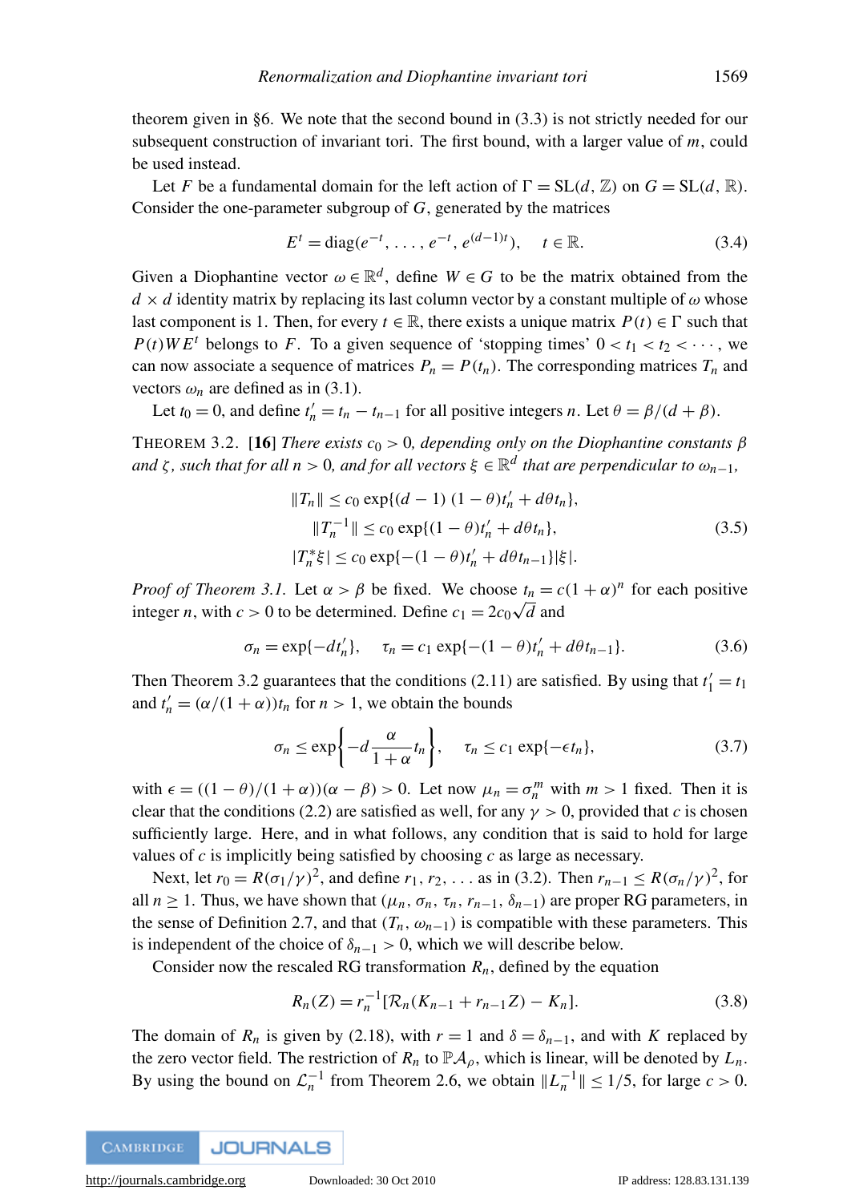theorem given in §6. We note that the second bound in (3.3) is not strictly needed for our subsequent construction of invariant tori. The first bound, with a larger value of $m$, could be used instead.

Let $F$ be a fundamental domain for the left action of $\Gamma = \mathrm{SL}(d, \mathbb{Z})$ on $G = \mathrm{SL}(d, \mathbb{R})$. Consider the one-parameter subgroup of $G$, generated by the matrices

$$E^t = \mathrm{diag}(e^{-t}, \ldots, e^{-t}, e^{(d-1)t}), \qquad t \in \mathbb{R}. \tag{3.4}$$

Given a Diophantine vector $\omega \in \mathbb{R}^d$, define $W \in G$ to be the matrix obtained from the $d \times d$ identity matrix by replacing its last column vector by a constant multiple of $\omega$ whose last component is 1. Then, for every $t \in \mathbb{R}$, there exists a unique matrix $P(t) \in \Gamma$ such that $P(t)WE^t$ belongs to $F$. To a given sequence of 'stopping times' $0 < t_1 < t_2 < \cdots$, we can now associate a sequence of matrices $P_n = P(t_n)$. The corresponding matrices $T_n$ and vectors $\omega_n$ are defined as in (3.1).

Let $t_0 = 0$, and define $t'_n = t_n - t_{n-1}$ for all positive integers $n$. Let $\theta = \beta/(d + \beta)$.

THEOREM 3.2. [**16**] *There exists $c_0 > 0$, depending only on the Diophantine constants $\beta$ and $\zeta$, such that for all $n > 0$, and for all vectors $\xi \in \mathbb{R}^d$ that are perpendicular to $\omega_{n-1}$,*

$$\begin{aligned}
\|T_n\| &\le c_0 \exp\{(d-1)\,(1-\theta)t'_n + d\theta t_n\}, \\
\|T_n^{-1}\| &\le c_0 \exp\{(1-\theta)t'_n + d\theta t_n\}, \\
|T_n^* \xi| &\le c_0 \exp\{-(1-\theta)t'_n + d\theta t_{n-1}\}|\xi|.
\end{aligned} \tag{3.5}$$

*Proof of Theorem 3.1.* Let $\alpha > \beta$ be fixed. We choose $t_n = c(1+\alpha)^n$ for each positive integer $n$, with $c > 0$ to be determined. Define $c_1 = 2c_0\sqrt{d}$ and

$$\sigma_n = \exp\{-dt'_n\}, \qquad \tau_n = c_1 \exp\{-(1-\theta)t'_n + d\theta t_{n-1}\}. \tag{3.6}$$

Then Theorem 3.2 guarantees that the conditions (2.11) are satisfied. By using that $t'_1 = t_1$ and $t'_n = (\alpha/(1+\alpha))t_n$ for $n > 1$, we obtain the bounds

$$\sigma_n \le \exp\left\{-d\frac{\alpha}{1+\alpha}t_n\right\}, \qquad \tau_n \le c_1 \exp\{-\epsilon t_n\}, \tag{3.7}$$

with $\epsilon = ((1-\theta)/(1+\alpha))(\alpha - \beta) > 0$. Let now $\mu_n = \sigma_n^m$ with $m > 1$ fixed. Then it is clear that the conditions (2.2) are satisfied as well, for any $\gamma > 0$, provided that $c$ is chosen sufficiently large. Here, and in what follows, any condition that is said to hold for large values of $c$ is implicitly being satisfied by choosing $c$ as large as necessary.

Next, let $r_0 = R(\sigma_1/\gamma)^2$, and define $r_1, r_2, \ldots$ as in (3.2). Then $r_{n-1} \le R(\sigma_n/\gamma)^2$, for all $n \ge 1$. Thus, we have shown that $(\mu_n, \sigma_n, \tau_n, r_{n-1}, \delta_{n-1})$ are proper RG parameters, in the sense of Definition 2.7, and that $(T_n, \omega_{n-1})$ is compatible with these parameters. This is independent of the choice of $\delta_{n-1} > 0$, which we will describe below.

Consider now the rescaled RG transformation $R_n$, defined by the equation

$$R_n(Z) = r_n^{-1}[\mathcal{R}_n(K_{n-1} + r_{n-1}Z) - K_n]. \tag{3.8}$$

The domain of $R_n$ is given by (2.18), with $r = 1$ and $\delta = \delta_{n-1}$, and with $K$ replaced by the zero vector field. The restriction of $R_n$ to $\mathbb{P}\mathcal{A}_\rho$, which is linear, will be denoted by $L_n$. By using the bound on $\mathcal{L}_n^{-1}$ from Theorem 2.6, we obtain $\|L_n^{-1}\| \le 1/5$, for large $c > 0$.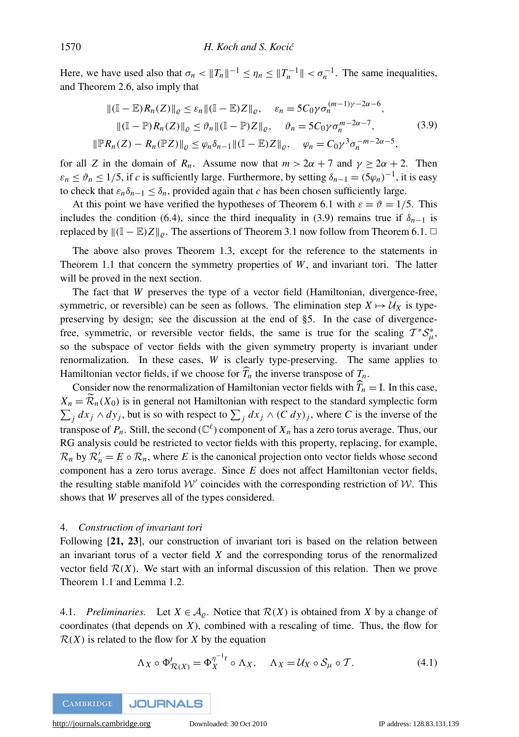Here, we have used also that $\sigma_n < \|T_n\|^{-1} \le \eta_n \le \|T_n^{-1}\| < \sigma_n^{-1}$. The same inequalities, and Theorem 2.6, also imply that

$$
\begin{aligned}
\|(\mathbb{I}-\mathbb{E})R_n(Z)\|_\varrho &\le \varepsilon_n \|(\mathbb{I}-\mathbb{E})Z\|_\varrho, \quad \varepsilon_n = 5C_0\gamma\sigma_n^{(m-1)\gamma-2\alpha-6}, \\
\|(\mathbb{I}-\mathbb{P})R_n(Z)\|_\varrho &\le \vartheta_n \|(\mathbb{I}-\mathbb{P})Z\|_\varrho, \quad \vartheta_n = 5C_0\gamma\sigma_n^{m-2\alpha-7}, \\
\|\mathbb{P}R_n(Z) - R_n(\mathbb{P}Z)\|_\varrho &\le \varphi_n\delta_{n-1}\|(\mathbb{I}-\mathbb{E})Z\|_\varrho, \quad \varphi_n = C_0\gamma^3\sigma_n^{-m-2\alpha-5},
\end{aligned}
\tag{3.9}
$$

for all $Z$ in the domain of $R_n$. Assume now that $m > 2\alpha + 7$ and $\gamma \ge 2\alpha + 2$. Then $\varepsilon_n \le \vartheta_n \le 1/5$, if $c$ is sufficiently large. Furthermore, by setting $\delta_{n-1} = (5\varphi_n)^{-1}$, it is easy to check that $\varepsilon_n\delta_{n-1} \le \delta_n$, provided again that $c$ has been chosen sufficiently large.

At this point we have verified the hypotheses of Theorem 6.1 with $\varepsilon = \vartheta = 1/5$. This includes the condition (6.4), since the third inequality in (3.9) remains true if $\delta_{n-1}$ is replaced by $\|(\mathbb{I}-\mathbb{E})Z\|_\varrho$. The assertions of Theorem 3.1 now follow from Theorem 6.1. □

The above also proves Theorem 1.3, except for the reference to the statements in Theorem 1.1 that concern the symmetry properties of $W$, and invariant tori. The latter will be proved in the next section.

The fact that $W$ preserves the type of a vector field (Hamiltonian, divergence-free, symmetric, or reversible) can be seen as follows. The elimination step $X \mapsto \mathcal{U}_X$ is type-preserving by design; see the discussion at the end of §5. In the case of divergence-free, symmetric, or reversible vector fields, the same is true for the scaling $\mathcal{T}^*\mathcal{S}_\mu^*$, so the subspace of vector fields with the given symmetry property is invariant under renormalization. In these cases, $W$ is clearly type-preserving. The same applies to Hamiltonian vector fields, if we choose for $\widehat{T}_n$ the inverse transpose of $T_n$.

Consider now the renormalization of Hamiltonian vector fields with $\widehat{T}_n = \mathrm{I}$. In this case, $X_n = \widetilde{\mathcal{R}}_n(X_0)$ is in general not Hamiltonian with respect to the standard symplectic form $\sum_j dx_j \wedge dy_j$, but is so with respect to $\sum_j dx_j \wedge (C\,dy)_j$, where $C$ is the inverse of the transpose of $P_n$. Still, the second ($\mathbb{C}^\ell$) component of $X_n$ has a zero torus average. Thus, our RG analysis could be restricted to vector fields with this property, replacing, for example, $\mathcal{R}_n$ by $\mathcal{R}_n' = E \circ \mathcal{R}_n$, where $E$ is the canonical projection onto vector fields whose second component has a zero torus average. Since $E$ does not affect Hamiltonian vector fields, the resulting stable manifold $\mathcal{W}'$ coincides with the corresponding restriction of $\mathcal{W}$. This shows that $W$ preserves all of the types considered.

## 4. *Construction of invariant tori*

Following [**21, 23**], our construction of invariant tori is based on the relation between an invariant torus of a vector field $X$ and the corresponding torus of the renormalized vector field $\mathcal{R}(X)$. We start with an informal discussion of this relation. Then we prove Theorem 1.1 and Lemma 1.2.

### 4.1. *Preliminaries.*

Let $X \in \mathcal{A}_\varrho$. Notice that $\mathcal{R}(X)$ is obtained from $X$ by a change of coordinates (that depends on $X$), combined with a rescaling of time. Thus, the flow for $\mathcal{R}(X)$ is related to the flow for $X$ by the equation

$$
\Lambda_X \circ \Phi^t_{\mathcal{R}(X)} = \Phi_X^{\eta^{-1}t} \circ \Lambda_X, \quad \Lambda_X = \mathcal{U}_X \circ \mathcal{S}_\mu \circ \mathcal{T}. \tag{4.1}
$$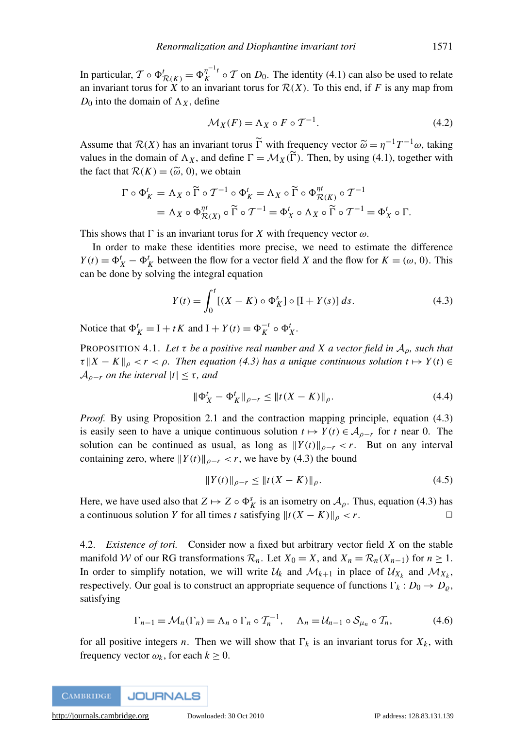In particular, $\mathcal{T} \circ \Phi^t_{\mathcal{R}(K)} = \Phi^{\eta^{-1}t}_K \circ \mathcal{T}$ on $D_0$. The identity (4.1) can also be used to relate an invariant torus for $X$ to an invariant torus for $\mathcal{R}(X)$. To this end, if $F$ is any map from $D_0$ into the domain of $\Lambda_X$, define

$$\mathcal{M}_X(F) = \Lambda_X \circ F \circ \mathcal{T}^{-1}. \tag{4.2}$$

Assume that $\mathcal{R}(X)$ has an invariant torus $\widetilde{\Gamma}$ with frequency vector $\widetilde{\omega} = \eta^{-1} T^{-1} \omega$, taking values in the domain of $\Lambda_X$, and define $\Gamma = \mathcal{M}_X(\widetilde{\Gamma})$. Then, by using (4.1), together with the fact that $\mathcal{R}(K) = (\widetilde{\omega}, 0)$, we obtain

$$\begin{aligned}
\Gamma \circ \Phi^t_K &= \Lambda_X \circ \widetilde{\Gamma} \circ \mathcal{T}^{-1} \circ \Phi^t_K = \Lambda_X \circ \widetilde{\Gamma} \circ \Phi^{\eta t}_{\mathcal{R}(K)} \circ \mathcal{T}^{-1} \\
&= \Lambda_X \circ \Phi^{\eta t}_{\mathcal{R}(X)} \circ \widetilde{\Gamma} \circ \mathcal{T}^{-1} = \Phi^t_X \circ \Lambda_X \circ \widetilde{\Gamma} \circ \mathcal{T}^{-1} = \Phi^t_X \circ \Gamma.
\end{aligned}$$

This shows that $\Gamma$ is an invariant torus for $X$ with frequency vector $\omega$.

In order to make these identities more precise, we need to estimate the difference $Y(t) = \Phi^t_X - \Phi^t_K$ between the flow for a vector field $X$ and the flow for $K = (\omega, 0)$. This can be done by solving the integral equation

$$Y(t) = \int_0^t [(X - K) \circ \Phi^s_K] \circ [\mathrm{I} + Y(s)]\, ds. \tag{4.3}$$

Notice that $\Phi^t_K = \mathrm{I} + tK$ and $\mathrm{I} + Y(t) = \Phi^{-t}_K \circ \Phi^t_X$.

PROPOSITION 4.1. *Let $\tau$ be a positive real number and $X$ a vector field in $\mathcal{A}_\rho$, such that $\tau \|X - K\|_\rho < r < \rho$. Then equation (4.3) has a unique continuous solution $t \mapsto Y(t) \in \mathcal{A}_{\rho - r}$ on the interval $|t| \le \tau$, and*

$$\|\Phi^t_X - \Phi^t_K\|_{\rho - r} \le \|t(X - K)\|_\rho. \tag{4.4}$$

*Proof.* By using Proposition 2.1 and the contraction mapping principle, equation (4.3) is easily seen to have a unique continuous solution $t \mapsto Y(t) \in \mathcal{A}_{\rho - r}$ for $t$ near 0. The solution can be continued as usual, as long as $\|Y(t)\|_{\rho - r} < r$. But on any interval containing zero, where $\|Y(t)\|_{\rho - r} < r$, we have by (4.3) the bound

$$\|Y(t)\|_{\rho - r} \le \|t(X - K)\|_\rho. \tag{4.5}$$

Here, we have used also that $Z \mapsto Z \circ \Phi^s_K$ is an isometry on $\mathcal{A}_\rho$. Thus, equation (4.3) has a continuous solution $Y$ for all times $t$ satisfying $\|t(X - K)\|_\rho < r$. □

4.2. *Existence of tori.* Consider now a fixed but arbitrary vector field $X$ on the stable manifold $\mathcal{W}$ of our RG transformations $\mathcal{R}_n$. Let $X_0 = X$, and $X_n = \mathcal{R}_n(X_{n-1})$ for $n \ge 1$. In order to simplify notation, we will write $\mathcal{U}_k$ and $\mathcal{M}_{k+1}$ in place of $\mathcal{U}_{X_k}$ and $\mathcal{M}_{X_k}$, respectively. Our goal is to construct an appropriate sequence of functions $\Gamma_k : D_0 \to D_\varrho$, satisfying

$$\Gamma_{n-1} = \mathcal{M}_n(\Gamma_n) = \Lambda_n \circ \Gamma_n \circ \mathcal{T}_n^{-1}, \quad \Lambda_n = \mathcal{U}_{n-1} \circ \mathcal{S}_{\mu_n} \circ \mathcal{T}_n, \tag{4.6}$$

for all positive integers $n$. Then we will show that $\Gamma_k$ is an invariant torus for $X_k$, with frequency vector $\omega_k$, for each $k \ge 0$.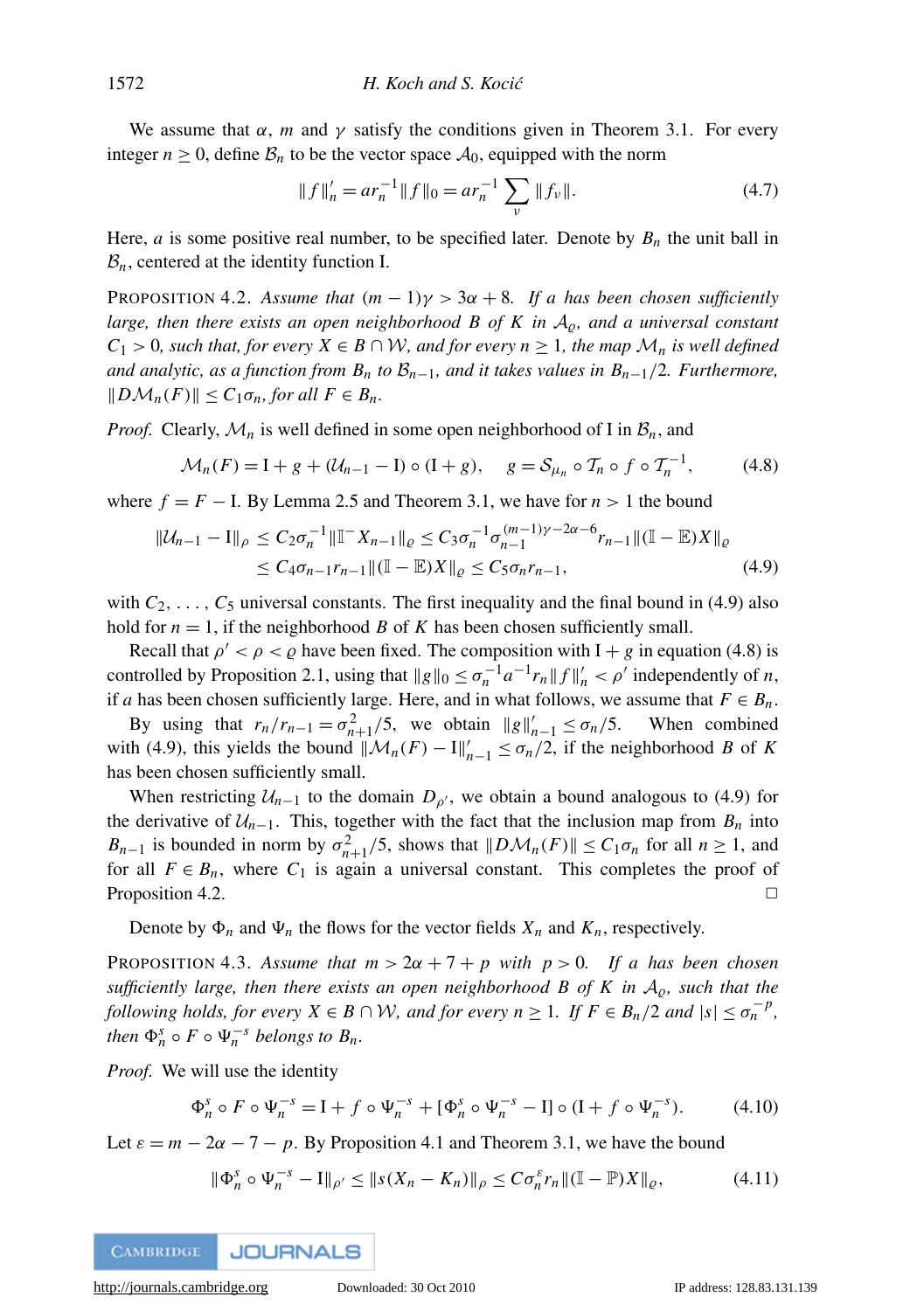We assume that $\alpha$, $m$ and $\gamma$ satisfy the conditions given in Theorem 3.1. For every integer $n \geq 0$, define $\mathcal{B}_n$ to be the vector space $\mathcal{A}_0$, equipped with the norm

$$\|f\|'_n = a r_n^{-1} \|f\|_0 = a r_n^{-1} \sum_\nu \|f_\nu\|. \tag{4.7}$$

Here, $a$ is some positive real number, to be specified later. Denote by $B_n$ the unit ball in $\mathcal{B}_n$, centered at the identity function I.

PROPOSITION 4.2. *Assume that $(m-1)\gamma > 3\alpha + 8$. If $a$ has been chosen sufficiently large, then there exists an open neighborhood $B$ of $K$ in $\mathcal{A}_\varrho$, and a universal constant $C_1 > 0$, such that, for every $X \in B \cap \mathcal{W}$, and for every $n \geq 1$, the map $\mathcal{M}_n$ is well defined and analytic, as a function from $B_n$ to $\mathcal{B}_{n-1}$, and it takes values in $B_{n-1}/2$. Furthermore, $\|D\mathcal{M}_n(F)\| \leq C_1 \sigma_n$, for all $F \in B_n$.*

*Proof.* Clearly, $\mathcal{M}_n$ is well defined in some open neighborhood of I in $\mathcal{B}_n$, and

$$\mathcal{M}_n(F) = \mathrm{I} + g + (\mathcal{U}_{n-1} - \mathrm{I}) \circ (\mathrm{I} + g), \quad g = \mathcal{S}_{\mu_n} \circ \mathcal{T}_n \circ f \circ \mathcal{T}_n^{-1}, \tag{4.8}$$

where $f = F - \mathrm{I}$. By Lemma 2.5 and Theorem 3.1, we have for $n > 1$ the bound

$$\begin{aligned}
\|\mathcal{U}_{n-1} - \mathrm{I}\|_\rho &\leq C_2 \sigma_n^{-1} \|\mathbb{I}^- X_{n-1}\|_\varrho \leq C_3 \sigma_n^{-1} \sigma_{n-1}^{(m-1)\gamma - 2\alpha - 6} r_{n-1} \|(\mathbb{I} - \mathbb{E})X\|_\varrho \\
&\leq C_4 \sigma_{n-1} r_{n-1} \|(\mathbb{I} - \mathbb{E})X\|_\varrho \leq C_5 \sigma_n r_{n-1},
\end{aligned} \tag{4.9}$$

with $C_2, \ldots, C_5$ universal constants. The first inequality and the final bound in (4.9) also hold for $n = 1$, if the neighborhood $B$ of $K$ has been chosen sufficiently small.

Recall that $\rho' < \rho < \varrho$ have been fixed. The composition with $\mathrm{I} + g$ in equation (4.8) is controlled by Proposition 2.1, using that $\|g\|_0 \leq \sigma_n^{-1} a^{-1} r_n \|f\|'_n < \rho'$ independently of $n$, if $a$ has been chosen sufficiently large. Here, and in what follows, we assume that $F \in B_n$.

By using that $r_n / r_{n-1} = \sigma_{n+1}^2/5$, we obtain $\|g\|'_{n-1} \leq \sigma_n/5$. When combined with (4.9), this yields the bound $\|\mathcal{M}_n(F) - \mathrm{I}\|'_{n-1} \leq \sigma_n/2$, if the neighborhood $B$ of $K$ has been chosen sufficiently small.

When restricting $\mathcal{U}_{n-1}$ to the domain $D_{\rho'}$, we obtain a bound analogous to (4.9) for the derivative of $\mathcal{U}_{n-1}$. This, together with the fact that the inclusion map from $B_n$ into $B_{n-1}$ is bounded in norm by $\sigma_{n+1}^2/5$, shows that $\|D\mathcal{M}_n(F)\| \leq C_1 \sigma_n$ for all $n \geq 1$, and for all $F \in B_n$, where $C_1$ is again a universal constant. This completes the proof of Proposition 4.2. □

Denote by $\Phi_n$ and $\Psi_n$ the flows for the vector fields $X_n$ and $K_n$, respectively.

PROPOSITION 4.3. *Assume that $m > 2\alpha + 7 + p$ with $p > 0$. If $a$ has been chosen sufficiently large, then there exists an open neighborhood $B$ of $K$ in $\mathcal{A}_\varrho$, such that the following holds, for every $X \in B \cap \mathcal{W}$, and for every $n \geq 1$. If $F \in B_n/2$ and $|s| \leq \sigma_n^{-p}$, then $\Phi_n^s \circ F \circ \Psi_n^{-s}$ belongs to $B_n$.*

*Proof.* We will use the identity

$$\Phi_n^s \circ F \circ \Psi_n^{-s} = \mathrm{I} + f \circ \Psi_n^{-s} + [\Phi_n^s \circ \Psi_n^{-s} - \mathrm{I}] \circ (\mathrm{I} + f \circ \Psi_n^{-s}). \tag{4.10}$$

Let $\varepsilon = m - 2\alpha - 7 - p$. By Proposition 4.1 and Theorem 3.1, we have the bound

$$\|\Phi_n^s \circ \Psi_n^{-s} - \mathrm{I}\|_{\rho'} \leq \|s(X_n - K_n)\|_\rho \leq C \sigma_n^\varepsilon r_n \|(\mathbb{I} - \mathbb{P})X\|_\varrho, \tag{4.11}$$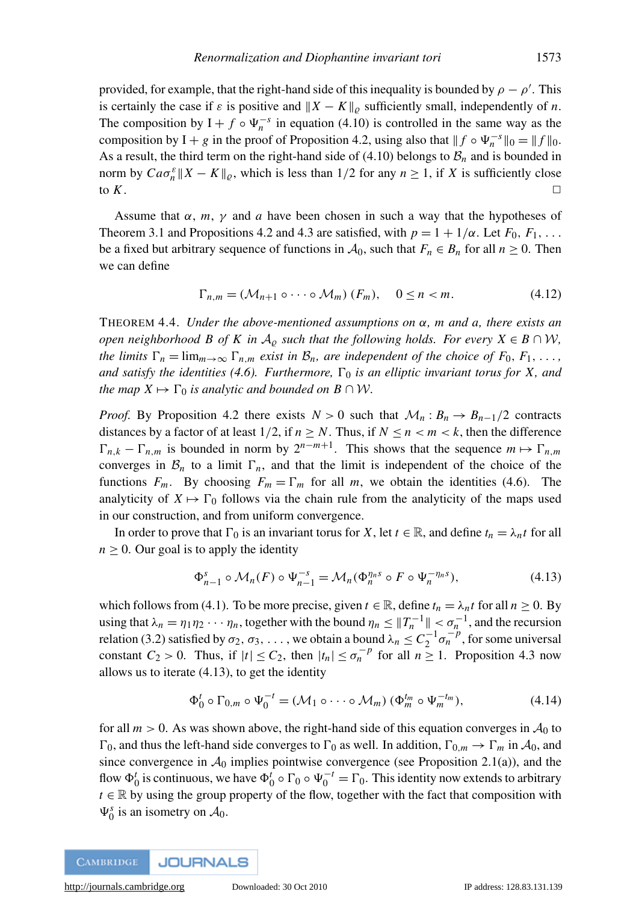provided, for example, that the right-hand side of this inequality is bounded by $\rho - \rho'$. This is certainly the case if $\varepsilon$ is positive and $\|X - K\|_\varrho$ sufficiently small, independently of $n$. The composition by $\mathrm{I} + f \circ \Psi_n^{-s}$ in equation (4.10) is controlled in the same way as the composition by $\mathrm{I} + g$ in the proof of Proposition 4.2, using also that $\|f \circ \Psi_n^{-s}\|_0 = \|f\|_0$. As a result, the third term on the right-hand side of (4.10) belongs to $\mathcal{B}_n$ and is bounded in norm by $Ca\sigma_n^\varepsilon \|X - K\|_\varrho$, which is less than 1/2 for any $n \geq 1$, if $X$ is sufficiently close to $K$. □

Assume that $\alpha$, $m$, $\gamma$ and $a$ have been chosen in such a way that the hypotheses of Theorem 3.1 and Propositions 4.2 and 4.3 are satisfied, with $p = 1 + 1/\alpha$. Let $F_0, F_1, \ldots$ be a fixed but arbitrary sequence of functions in $\mathcal{A}_0$, such that $F_n \in B_n$ for all $n \geq 0$. Then we can define

$$\Gamma_{n,m} = (\mathcal{M}_{n+1} \circ \cdots \circ \mathcal{M}_m)(F_m), \quad 0 \leq n < m. \tag{4.12}$$

THEOREM 4.4. *Under the above-mentioned assumptions on $\alpha$, $m$ and $a$, there exists an open neighborhood $B$ of $K$ in $\mathcal{A}_\varrho$ such that the following holds. For every $X \in B \cap \mathcal{W}$, the limits $\Gamma_n = \lim_{m\to\infty} \Gamma_{n,m}$ exist in $\mathcal{B}_n$, are independent of the choice of $F_0, F_1, \ldots,$ and satisfy the identities (4.6). Furthermore, $\Gamma_0$ is an elliptic invariant torus for $X$, and the map $X \mapsto \Gamma_0$ is analytic and bounded on $B \cap \mathcal{W}$.*

*Proof.* By Proposition 4.2 there exists $N > 0$ such that $\mathcal{M}_n : B_n \to B_{n-1}/2$ contracts distances by a factor of at least 1/2, if $n \geq N$. Thus, if $N \leq n < m < k$, then the difference $\Gamma_{n,k} - \Gamma_{n,m}$ is bounded in norm by $2^{n-m+1}$. This shows that the sequence $m \mapsto \Gamma_{n,m}$ converges in $\mathcal{B}_n$ to a limit $\Gamma_n$, and that the limit is independent of the choice of the functions $F_m$. By choosing $F_m = \Gamma_m$ for all $m$, we obtain the identities (4.6). The analyticity of $X \mapsto \Gamma_0$ follows via the chain rule from the analyticity of the maps used in our construction, and from uniform convergence.

In order to prove that $\Gamma_0$ is an invariant torus for $X$, let $t \in \mathbb{R}$, and define $t_n = \lambda_n t$ for all $n \geq 0$. Our goal is to apply the identity

$$\Phi_{n-1}^s \circ \mathcal{M}_n(F) \circ \Psi_{n-1}^{-s} = \mathcal{M}_n(\Phi_n^{\eta_n s} \circ F \circ \Psi_n^{-\eta_n s}), \tag{4.13}$$

which follows from (4.1). To be more precise, given $t \in \mathbb{R}$, define $t_n = \lambda_n t$ for all $n \geq 0$. By using that $\lambda_n = \eta_1 \eta_2 \cdots \eta_n$, together with the bound $\eta_n \leq \|T_n^{-1}\| < \sigma_n^{-1}$, and the recursion relation (3.2) satisfied by $\sigma_2, \sigma_3, \ldots,$ we obtain a bound $\lambda_n \leq C_2^{-1} \sigma_n^{-p}$, for some universal constant $C_2 > 0$. Thus, if $|t| \leq C_2$, then $|t_n| \leq \sigma_n^{-p}$ for all $n \geq 1$. Proposition 4.3 now allows us to iterate (4.13), to get the identity

$$\Phi_0^t \circ \Gamma_{0,m} \circ \Psi_0^{-t} = (\mathcal{M}_1 \circ \cdots \circ \mathcal{M}_m)(\Phi_m^{t_m} \circ \Psi_m^{-t_m}), \tag{4.14}$$

for all $m > 0$. As was shown above, the right-hand side of this equation converges in $\mathcal{A}_0$ to $\Gamma_0$, and thus the left-hand side converges to $\Gamma_0$ as well. In addition, $\Gamma_{0,m} \to \Gamma_m$ in $\mathcal{A}_0$, and since convergence in $\mathcal{A}_0$ implies pointwise convergence (see Proposition 2.1(a)), and the flow $\Phi_0^t$ is continuous, we have $\Phi_0^t \circ \Gamma_0 \circ \Psi_0^{-t} = \Gamma_0$. This identity now extends to arbitrary $t \in \mathbb{R}$ by using the group property of the flow, together with the fact that composition with $\Psi_0^s$ is an isometry on $\mathcal{A}_0$.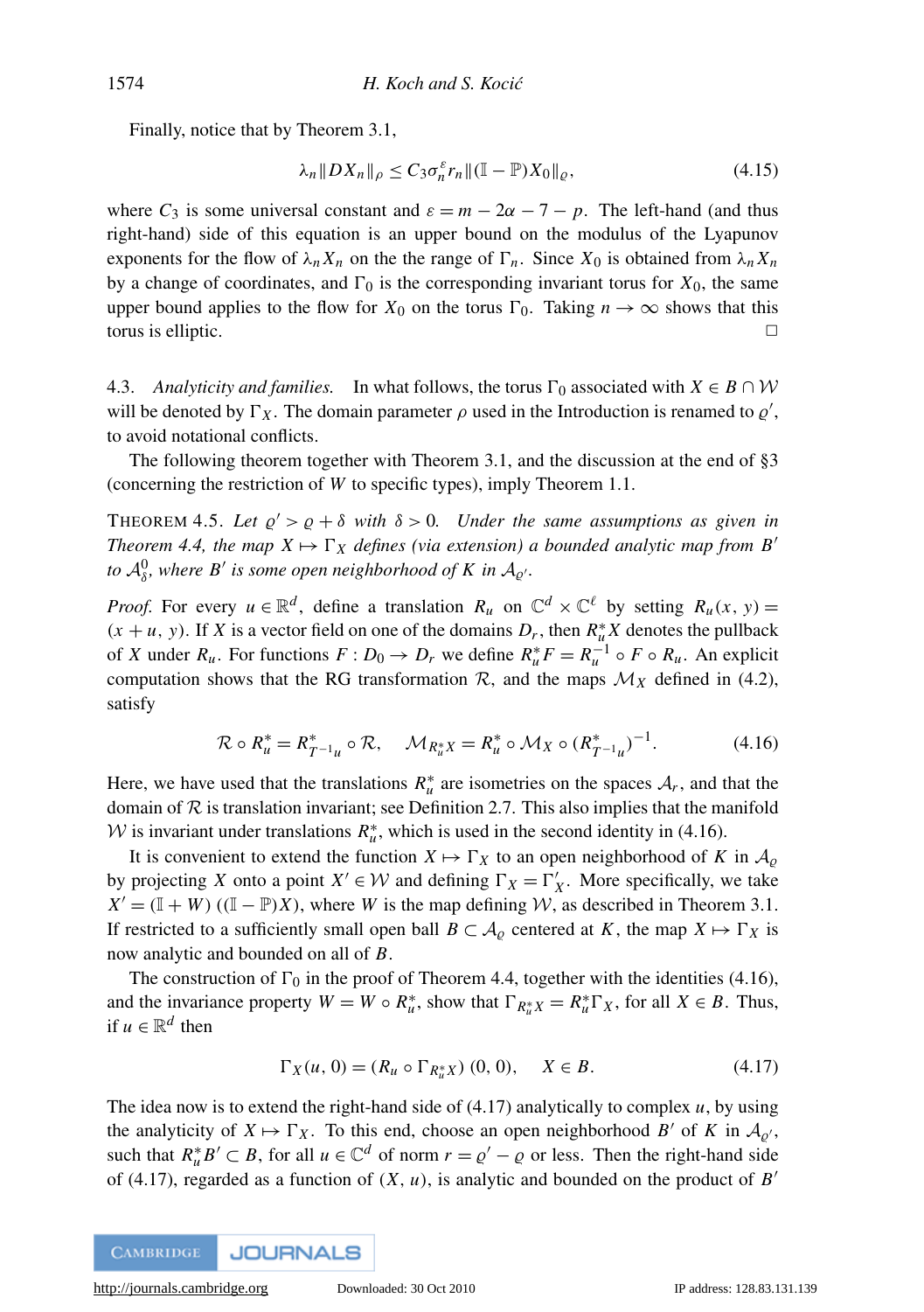Finally, notice that by Theorem 3.1,

$$\lambda_n \|DX_n\|_\rho \le C_3 \sigma_n^\varepsilon r_n \|(\mathbb{I} - \mathbb{P})X_0\|_\varrho, \tag{4.15}$$

where $C_3$ is some universal constant and $\varepsilon = m - 2\alpha - 7 - p$. The left-hand (and thus right-hand) side of this equation is an upper bound on the modulus of the Lyapunov exponents for the flow of $\lambda_n X_n$ on the range of $\Gamma_n$. Since $X_0$ is obtained from $\lambda_n X_n$ by a change of coordinates, and $\Gamma_0$ is the corresponding invariant torus for $X_0$, the same upper bound applies to the flow for $X_0$ on the torus $\Gamma_0$. Taking $n \to \infty$ shows that this torus is elliptic. $\square$

4.3. *Analyticity and families.* In what follows, the torus $\Gamma_0$ associated with $X \in B \cap \mathcal{W}$ will be denoted by $\Gamma_X$. The domain parameter $\rho$ used in the Introduction is renamed to $\varrho'$, to avoid notational conflicts.

The following theorem together with Theorem 3.1, and the discussion at the end of §3 (concerning the restriction of $W$ to specific types), imply Theorem 1.1.

THEOREM 4.5. *Let $\varrho' > \varrho + \delta$ with $\delta > 0$. Under the same assumptions as given in Theorem 4.4, the map $X \mapsto \Gamma_X$ defines (via extension) a bounded analytic map from $B'$ to $\mathcal{A}_\delta^0$, where $B'$ is some open neighborhood of $K$ in $\mathcal{A}_{\varrho'}$.*

*Proof.* For every $u \in \mathbb{R}^d$, define a translation $R_u$ on $\mathbb{C}^d \times \mathbb{C}^\ell$ by setting $R_u(x, y) = (x + u, y)$. If $X$ is a vector field on one of the domains $D_r$, then $R_u^* X$ denotes the pullback of $X$ under $R_u$. For functions $F : D_0 \to D_r$ we define $R_u^* F = R_u^{-1} \circ F \circ R_u$. An explicit computation shows that the RG transformation $\mathcal{R}$, and the maps $\mathcal{M}_X$ defined in (4.2), satisfy

$$\mathcal{R} \circ R_u^* = R_{T^{-1}u}^* \circ \mathcal{R}, \quad \mathcal{M}_{R_u^* X} = R_u^* \circ \mathcal{M}_X \circ (R_{T^{-1}u}^*)^{-1}. \tag{4.16}$$

Here, we have used that the translations $R_u^*$ are isometries on the spaces $\mathcal{A}_r$, and that the domain of $\mathcal{R}$ is translation invariant; see Definition 2.7. This also implies that the manifold $\mathcal{W}$ is invariant under translations $R_u^*$, which is used in the second identity in (4.16).

It is convenient to extend the function $X \mapsto \Gamma_X$ to an open neighborhood of $K$ in $\mathcal{A}_\varrho$ by projecting $X$ onto a point $X' \in \mathcal{W}$ and defining $\Gamma_X = \Gamma'_X$. More specifically, we take $X' = (\mathbb{I} + W)((\mathbb{I} - \mathbb{P})X)$, where $W$ is the map defining $\mathcal{W}$, as described in Theorem 3.1. If restricted to a sufficiently small open ball $B \subset \mathcal{A}_\varrho$ centered at $K$, the map $X \mapsto \Gamma_X$ is now analytic and bounded on all of $B$.

The construction of $\Gamma_0$ in the proof of Theorem 4.4, together with the identities (4.16), and the invariance property $W = W \circ R_u^*$, show that $\Gamma_{R_u^* X} = R_u^* \Gamma_X$, for all $X \in B$. Thus, if $u \in \mathbb{R}^d$ then

$$\Gamma_X(u, 0) = (R_u \circ \Gamma_{R_u^* X})(0, 0), \qquad X \in B. \tag{4.17}$$

The idea now is to extend the right-hand side of (4.17) analytically to complex $u$, by using the analyticity of $X \mapsto \Gamma_X$. To this end, choose an open neighborhood $B'$ of $K$ in $\mathcal{A}_{\varrho'}$, such that $R_u^* B' \subset B$, for all $u \in \mathbb{C}^d$ of norm $r = \varrho' - \varrho$ or less. Then the right-hand side of (4.17), regarded as a function of $(X, u)$, is analytic and bounded on the product of $B'$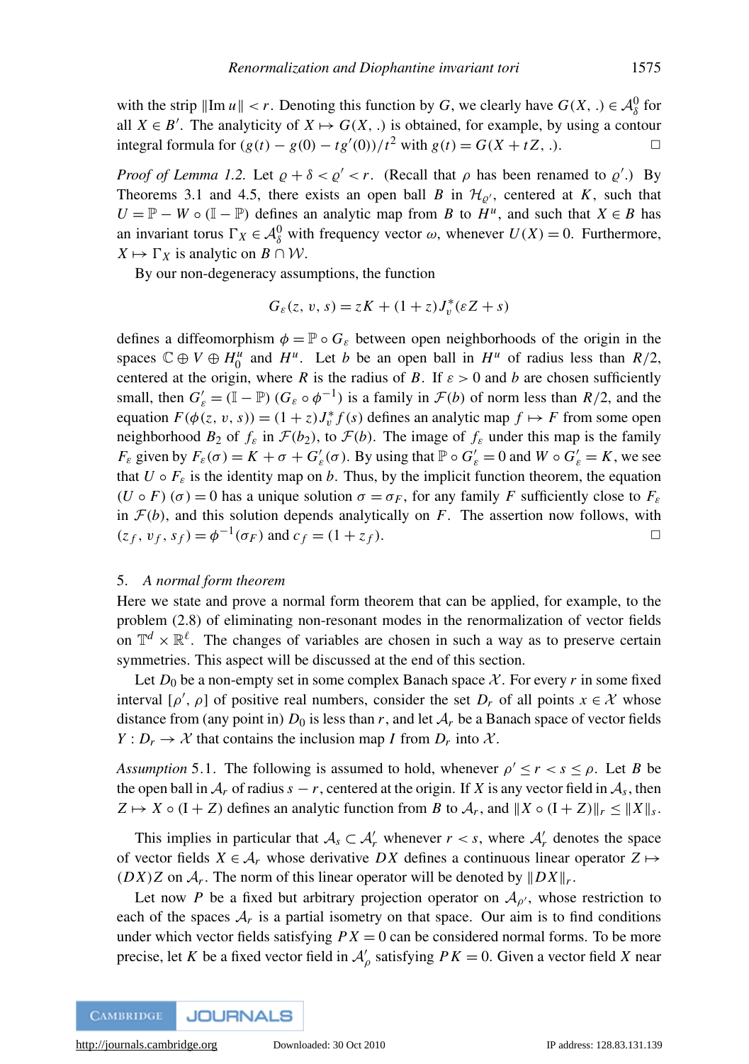with the strip $\|\mathrm{Im}\, u\| < r$. Denoting this function by $G$, we clearly have $G(X, .) \in \mathcal{A}_\delta^0$ for all $X \in B'$. The analyticity of $X \mapsto G(X, .)$ is obtained, for example, by using a contour integral formula for $(g(t) - g(0) - tg'(0))/t^2$ with $g(t) = G(X + tZ, .)$. □

*Proof of Lemma 1.2.* Let $\varrho + \delta < \varrho' < r$. (Recall that $\rho$ has been renamed to $\varrho'$.) By Theorems 3.1 and 4.5, there exists an open ball $B$ in $\mathcal{H}_{\varrho'}$, centered at $K$, such that $U = \mathbb{P} - W \circ (\mathbb{I} - \mathbb{P})$ defines an analytic map from $B$ to $H^u$, and such that $X \in B$ has an invariant torus $\Gamma_X \in \mathcal{A}_\delta^0$ with frequency vector $\omega$, whenever $U(X) = 0$. Furthermore, $X \mapsto \Gamma_X$ is analytic on $B \cap \mathcal{W}$.

By our non-degeneracy assumptions, the function

$$G_\varepsilon(z, v, s) = zK + (1 + z) J_v^*(\varepsilon Z + s)$$

defines a diffeomorphism $\phi = \mathbb{P} \circ G_\varepsilon$ between open neighborhoods of the origin in the spaces $\mathbb{C} \oplus V \oplus H_0^u$ and $H^u$. Let $b$ be an open ball in $H^u$ of radius less than $R/2$, centered at the origin, where $R$ is the radius of $B$. If $\varepsilon > 0$ and $b$ are chosen sufficiently small, then $G'_\varepsilon = (\mathbb{I} - \mathbb{P})\,(G_\varepsilon \circ \phi^{-1})$ is a family in $\mathcal{F}(b)$ of norm less than $R/2$, and the equation $F(\phi(z, v, s)) = (1 + z) J_v^* f(s)$ defines an analytic map $f \mapsto F$ from some open neighborhood $B_2$ of $f_\varepsilon$ in $\mathcal{F}(b_2)$, to $\mathcal{F}(b)$. The image of $f_\varepsilon$ under this map is the family $F_\varepsilon$ given by $F_\varepsilon(\sigma) = K + \sigma + G'_\varepsilon(\sigma)$. By using that $\mathbb{P} \circ G'_\varepsilon = 0$ and $W \circ G'_\varepsilon = K$, we see that $U \circ F_\varepsilon$ is the identity map on $b$. Thus, by the implicit function theorem, the equation $(U \circ F)\,(\sigma) = 0$ has a unique solution $\sigma = \sigma_F$, for any family $F$ sufficiently close to $F_\varepsilon$ in $\mathcal{F}(b)$, and this solution depends analytically on $F$. The assertion now follows, with $(z_f, v_f, s_f) = \phi^{-1}(\sigma_F)$ and $c_f = (1 + z_f)$. □

## 5. *A normal form theorem*

Here we state and prove a normal form theorem that can be applied, for example, to the problem (2.8) of eliminating non-resonant modes in the renormalization of vector fields on $\mathbb{T}^d \times \mathbb{R}^\ell$. The changes of variables are chosen in such a way as to preserve certain symmetries. This aspect will be discussed at the end of this section.

Let $D_0$ be a non-empty set in some complex Banach space $\mathcal{X}$. For every $r$ in some fixed interval $[\rho', \rho]$ of positive real numbers, consider the set $D_r$ of all points $x \in \mathcal{X}$ whose distance from (any point in) $D_0$ is less than $r$, and let $\mathcal{A}_r$ be a Banach space of vector fields $Y : D_r \to \mathcal{X}$ that contains the inclusion map $I$ from $D_r$ into $\mathcal{X}$.

*Assumption* 5.1. The following is assumed to hold, whenever $\rho' \le r < s \le \rho$. Let $B$ be the open ball in $\mathcal{A}_r$ of radius $s - r$, centered at the origin. If $X$ is any vector field in $\mathcal{A}_s$, then $Z \mapsto X \circ (\mathrm{I} + Z)$ defines an analytic function from $B$ to $\mathcal{A}_r$, and $\|X \circ (\mathrm{I} + Z)\|_r \le \|X\|_s$.

This implies in particular that $\mathcal{A}_s \subset \mathcal{A}'_r$ whenever $r < s$, where $\mathcal{A}'_r$ denotes the space of vector fields $X \in \mathcal{A}_r$ whose derivative $DX$ defines a continuous linear operator $Z \mapsto (DX)Z$ on $\mathcal{A}_r$. The norm of this linear operator will be denoted by $\|DX\|_r$.

Let now $P$ be a fixed but arbitrary projection operator on $\mathcal{A}_{\rho'}$, whose restriction to each of the spaces $\mathcal{A}_r$ is a partial isometry on that space. Our aim is to find conditions under which vector fields satisfying $PX = 0$ can be considered normal forms. To be more precise, let $K$ be a fixed vector field in $\mathcal{A}'_\rho$ satisfying $PK = 0$. Given a vector field $X$ near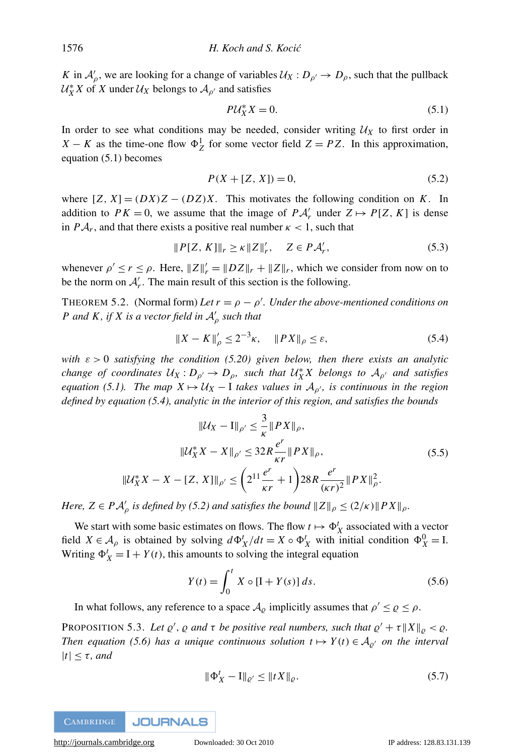$K$ in $\mathcal{A}'_\rho$, we are looking for a change of variables $\mathcal{U}_X : D_{\rho'} \to D_\rho$, such that the pullback $\mathcal{U}_X^* X$ of $X$ under $\mathcal{U}_X$ belongs to $\mathcal{A}_{\rho'}$ and satisfies

$$P\mathcal{U}_X^* X = 0. \tag{5.1}$$

In order to see what conditions may be needed, consider writing $\mathcal{U}_X$ to first order in $X - K$ as the time-one flow $\Phi_Z^1$ for some vector field $Z = PZ$. In this approximation, equation (5.1) becomes

$$P(X + [Z, X]) = 0, \tag{5.2}$$

where $[Z, X] = (DX)Z - (DZ)X$. This motivates the following condition on $K$. In addition to $PK = 0$, we assume that the image of $P\mathcal{A}'_r$ under $Z \mapsto P[Z, K]$ is dense in $P\mathcal{A}_r$, and that there exists a positive real number $\kappa < 1$, such that

$$\|P[Z, K]\|_r \geq \kappa \|Z\|'_r, \qquad Z \in P\mathcal{A}'_r, \tag{5.3}$$

whenever $\rho' \leq r \leq \rho$. Here, $\|Z\|'_r = \|DZ\|_r + \|Z\|_r$, which we consider from now on to be the norm on $\mathcal{A}'_r$. The main result of this section is the following.

THEOREM 5.2. (Normal form) *Let $r = \rho - \rho'$. Under the above-mentioned conditions on $P$ and $K$, if $X$ is a vector field in $\mathcal{A}'_\rho$ such that*

$$\|X - K\|'_\rho \leq 2^{-3}\kappa, \qquad \|PX\|_\rho \leq \varepsilon, \tag{5.4}$$

*with $\varepsilon > 0$ satisfying the condition (5.20) given below, then there exists an analytic change of coordinates $\mathcal{U}_X : D_{\rho'} \to D_\rho$, such that $\mathcal{U}_X^* X$ belongs to $\mathcal{A}_{\rho'}$ and satisfies equation (5.1). The map $X \mapsto \mathcal{U}_X - \mathrm{I}$ takes values in $\mathcal{A}_{\rho'}$, is continuous in the region defined by equation (5.4), analytic in the interior of this region, and satisfies the bounds*

$$\begin{aligned}
\|\mathcal{U}_X - \mathrm{I}\|_{\rho'} &\leq \frac{3}{\kappa}\|PX\|_\rho, \\
\|\mathcal{U}_X^* X - X\|_{\rho'} &\leq 32R\frac{e^r}{\kappa r}\|PX\|_\rho, \\
\|\mathcal{U}_X^* X - X - [Z, X]\|_{\rho'} &\leq \left(2^{11}\frac{e^r}{\kappa r} + 1\right) 28R\frac{e^r}{(\kappa r)^2}\|PX\|_\rho^2.
\end{aligned} \tag{5.5}$$

*Here, $Z \in P\mathcal{A}'_\rho$ is defined by (5.2) and satisfies the bound $\|Z\|_\rho \leq (2/\kappa)\|PX\|_\rho$.*

We start with some basic estimates on flows. The flow $t \mapsto \Phi_X^t$ associated with a vector field $X \in \mathcal{A}_\rho$ is obtained by solving $d\Phi_X^t/dt = X \circ \Phi_X^t$ with initial condition $\Phi_X^0 = \mathrm{I}$. Writing $\Phi_X^t = \mathrm{I} + Y(t)$, this amounts to solving the integral equation

$$Y(t) = \int_0^t X \circ [\mathrm{I} + Y(s)]\, ds. \tag{5.6}$$

In what follows, any reference to a space $\mathcal{A}_\varrho$ implicitly assumes that $\rho' \leq \varrho \leq \rho$.

PROPOSITION 5.3. *Let $\varrho'$, $\varrho$ and $\tau$ be positive real numbers, such that $\varrho' + \tau\|X\|_\varrho < \varrho$. Then equation (5.6) has a unique continuous solution $t \mapsto Y(t) \in \mathcal{A}_{\varrho'}$ on the interval $|t| \leq \tau$, and*

$$\|\Phi_X^t - \mathrm{I}\|_{\varrho'} \leq \|tX\|_\varrho. \tag{5.7}$$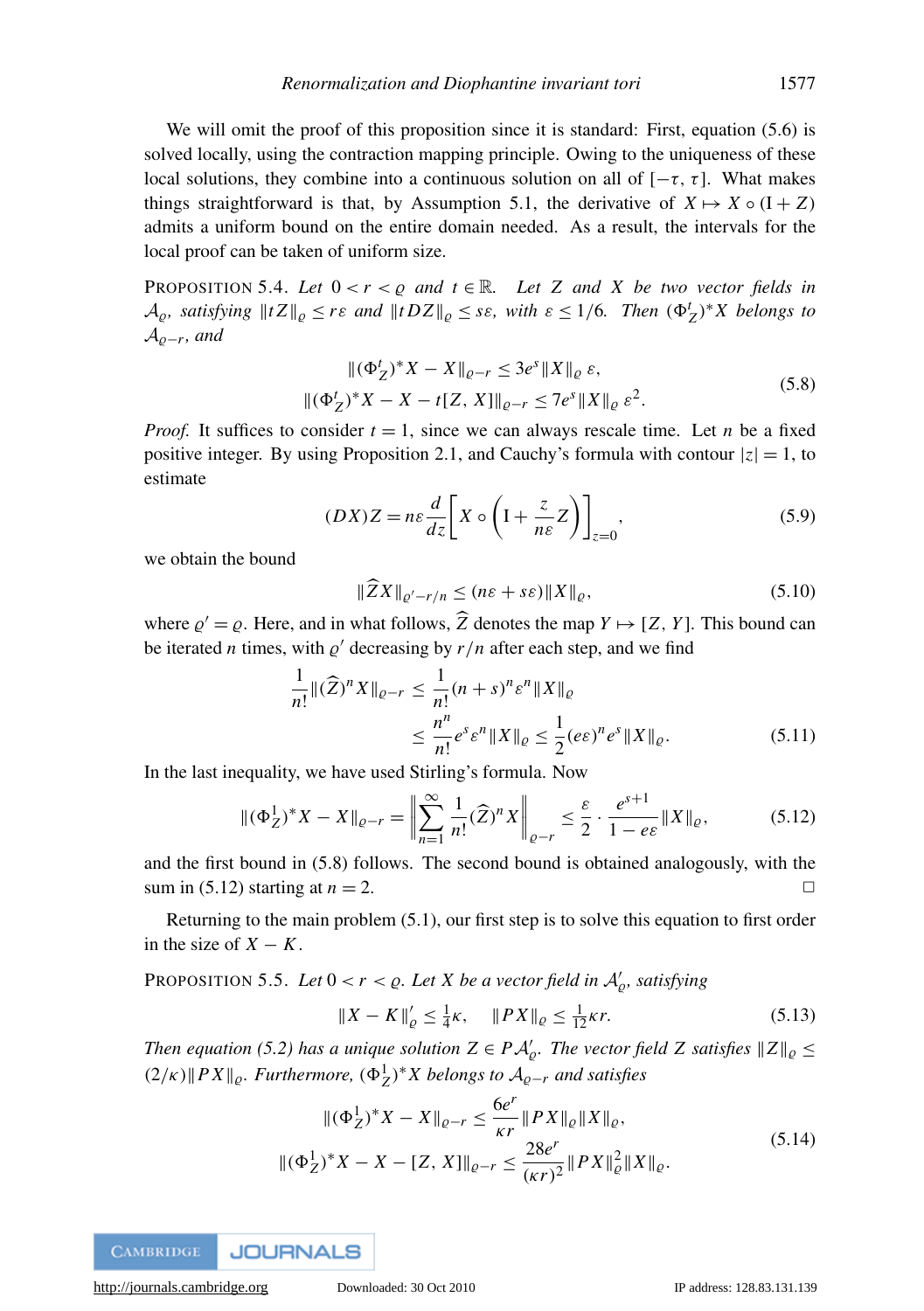We will omit the proof of this proposition since it is standard: First, equation (5.6) is solved locally, using the contraction mapping principle. Owing to the uniqueness of these local solutions, they combine into a continuous solution on all of $[-\tau, \tau]$. What makes things straightforward is that, by Assumption 5.1, the derivative of $X \mapsto X \circ (\mathrm{I} + Z)$ admits a uniform bound on the entire domain needed. As a result, the intervals for the local proof can be taken of uniform size.

PROPOSITION 5.4. *Let $0 < r < \varrho$ and $t \in \mathbb{R}$. Let $Z$ and $X$ be two vector fields in $\mathcal{A}_\varrho$, satisfying $\|tZ\|_\varrho \le r\varepsilon$ and $\|tDZ\|_\varrho \le s\varepsilon$, with $\varepsilon \le 1/6$. Then $(\Phi_Z^t)^* X$ belongs to $\mathcal{A}_{\varrho - r}$, and*

$$
\begin{aligned}
\|(\Phi_Z^t)^* X - X\|_{\varrho - r} &\le 3e^s \|X\|_\varrho \, \varepsilon, \\
\|(\Phi_Z^t)^* X - X - t[Z, X]\|_{\varrho - r} &\le 7e^s \|X\|_\varrho \, \varepsilon^2.
\end{aligned}
\tag{5.8}
$$

*Proof.* It suffices to consider $t = 1$, since we can always rescale time. Let $n$ be a fixed positive integer. By using Proposition 2.1, and Cauchy's formula with contour $|z| = 1$, to estimate

$$
(DX)Z = n\varepsilon \frac{d}{dz}\left[ X \circ \left( \mathrm{I} + \frac{z}{n\varepsilon} Z \right) \right]_{z=0}, \tag{5.9}
$$

we obtain the bound

$$
\|\widehat{Z} X\|_{\varrho' - r/n} \le (n\varepsilon + s\varepsilon) \|X\|_\varrho, \tag{5.10}
$$

where $\varrho' = \varrho$. Here, and in what follows, $\widehat{Z}$ denotes the map $Y \mapsto [Z, Y]$. This bound can be iterated $n$ times, with $\varrho'$ decreasing by $r/n$ after each step, and we find

$$
\begin{aligned}
\frac{1}{n!} \|(\widehat{Z})^n X\|_{\varrho - r} &\le \frac{1}{n!} (n + s)^n \varepsilon^n \|X\|_\varrho \\
&\le \frac{n^n}{n!} e^s \varepsilon^n \|X\|_\varrho \le \frac{1}{2} (e\varepsilon)^n e^s \|X\|_\varrho.
\end{aligned}
\tag{5.11}
$$

In the last inequality, we have used Stirling's formula. Now

$$
\|(\Phi_Z^1)^* X - X\|_{\varrho - r} = \left\| \sum_{n=1}^{\infty} \frac{1}{n!} (\widehat{Z})^n X \right\|_{\varrho - r} \le \frac{\varepsilon}{2} \cdot \frac{e^{s+1}}{1 - e\varepsilon} \|X\|_\varrho, \tag{5.12}
$$

and the first bound in (5.8) follows. The second bound is obtained analogously, with the sum in (5.12) starting at $n = 2$. □

Returning to the main problem (5.1), our first step is to solve this equation to first order in the size of $X - K$.

PROPOSITION 5.5. *Let $0 < r < \varrho$. Let $X$ be a vector field in $\mathcal{A}'_\varrho$, satisfying*

$$
\|X - K\|'_\varrho \le \tfrac{1}{4}\kappa, \qquad \|PX\|_\varrho \le \tfrac{1}{12}\kappa r. \tag{5.13}
$$

*Then equation (5.2) has a unique solution $Z \in P\mathcal{A}'_\varrho$. The vector field $Z$ satisfies $\|Z\|_\varrho \le (2/\kappa)\|PX\|_\varrho$. Furthermore, $(\Phi_Z^1)^* X$ belongs to $\mathcal{A}_{\varrho - r}$ and satisfies*

$$
\begin{aligned}
\|(\Phi_Z^1)^* X - X\|_{\varrho - r} &\le \frac{6e^r}{\kappa r} \|PX\|_\varrho \|X\|_\varrho, \\
\|(\Phi_Z^1)^* X - X - [Z, X]\|_{\varrho - r} &\le \frac{28e^r}{(\kappa r)^2} \|PX\|_\varrho^2 \|X\|_\varrho.
\end{aligned}
\tag{5.14}
$$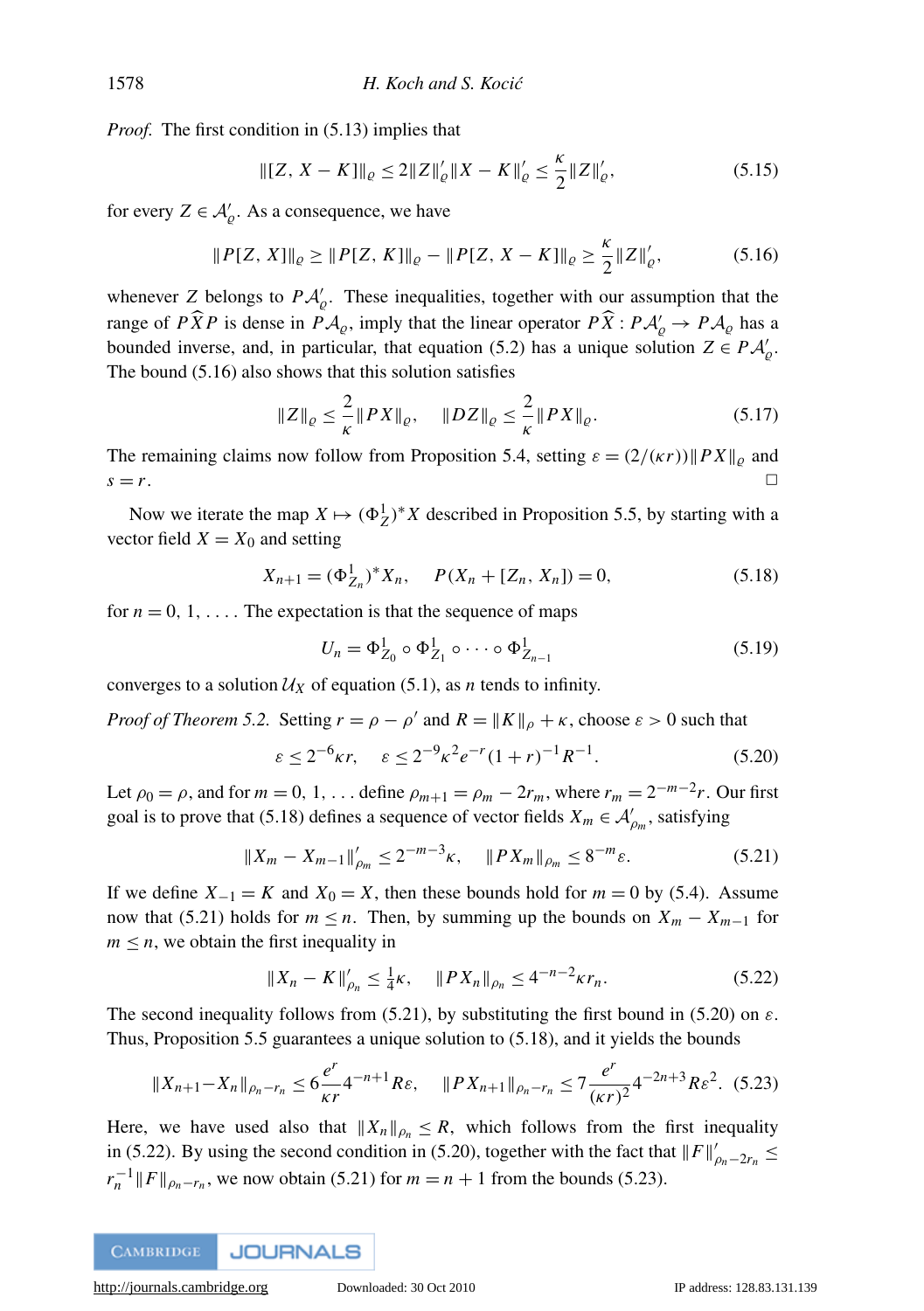*Proof.* The first condition in (5.13) implies that

$$\|[Z, X - K]\|_\varrho \leq 2\|Z\|'_\varrho \|X - K\|'_\varrho \leq \frac{\kappa}{2}\|Z\|'_\varrho, \tag{5.15}$$

for every $Z \in \mathcal{A}'_\varrho$. As a consequence, we have

$$\|P[Z, X]\|_\varrho \geq \|P[Z, K]\|_\varrho - \|P[Z, X - K]\|_\varrho \geq \frac{\kappa}{2}\|Z\|'_\varrho, \tag{5.16}$$

whenever $Z$ belongs to $P\mathcal{A}'_\varrho$. These inequalities, together with our assumption that the range of $P\widehat{X}P$ is dense in $P\mathcal{A}_\varrho$, imply that the linear operator $P\widehat{X} : P\mathcal{A}'_\varrho \to P\mathcal{A}_\varrho$ has a bounded inverse, and, in particular, that equation (5.2) has a unique solution $Z \in P\mathcal{A}'_\varrho$. The bound (5.16) also shows that this solution satisfies

$$\|Z\|_\varrho \leq \frac{2}{\kappa}\|PX\|_\varrho, \quad \|DZ\|_\varrho \leq \frac{2}{\kappa}\|PX\|_\varrho. \tag{5.17}$$

The remaining claims now follow from Proposition 5.4, setting $\varepsilon = (2/(\kappa r))\|PX\|_\varrho$ and $s = r$. □

Now we iterate the map $X \mapsto (\Phi^1_Z)^*X$ described in Proposition 5.5, by starting with a vector field $X = X_0$ and setting

$$X_{n+1} = (\Phi^1_{Z_n})^* X_n, \quad P(X_n + [Z_n, X_n]) = 0, \tag{5.18}$$

for $n = 0, 1, \ldots$. The expectation is that the sequence of maps

$$U_n = \Phi^1_{Z_0} \circ \Phi^1_{Z_1} \circ \cdots \circ \Phi^1_{Z_{n-1}} \tag{5.19}$$

converges to a solution $\mathcal{U}_X$ of equation (5.1), as $n$ tends to infinity.

*Proof of Theorem 5.2.* Setting $r = \rho - \rho'$ and $R = \|K\|_\rho + \kappa$, choose $\varepsilon > 0$ such that

$$\varepsilon \leq 2^{-6}\kappa r, \quad \varepsilon \leq 2^{-9}\kappa^2 e^{-r}(1 + r)^{-1}R^{-1}. \tag{5.20}$$

Let $\rho_0 = \rho$, and for $m = 0, 1, \ldots$ define $\rho_{m+1} = \rho_m - 2r_m$, where $r_m = 2^{-m-2}r$. Our first goal is to prove that (5.18) defines a sequence of vector fields $X_m \in \mathcal{A}'_{\rho_m}$, satisfying

$$\|X_m - X_{m-1}\|'_{\rho_m} \leq 2^{-m-3}\kappa, \quad \|PX_m\|_{\rho_m} \leq 8^{-m}\varepsilon. \tag{5.21}$$

If we define $X_{-1} = K$ and $X_0 = X$, then these bounds hold for $m = 0$ by (5.4). Assume now that (5.21) holds for $m \leq n$. Then, by summing up the bounds on $X_m - X_{m-1}$ for $m \leq n$, we obtain the first inequality in

$$\|X_n - K\|'_{\rho_n} \leq \tfrac{1}{4}\kappa, \quad \|PX_n\|_{\rho_n} \leq 4^{-n-2}\kappa r_n. \tag{5.22}$$

The second inequality follows from (5.21), by substituting the first bound in (5.20) on $\varepsilon$. Thus, Proposition 5.5 guarantees a unique solution to (5.18), and it yields the bounds

$$\|X_{n+1} - X_n\|_{\rho_n - r_n} \leq 6\frac{e^r}{\kappa r}4^{-n+1}R\varepsilon, \quad \|PX_{n+1}\|_{\rho_n - r_n} \leq 7\frac{e^r}{(\kappa r)^2}4^{-2n+3}R\varepsilon^2. \tag{5.23}$$

Here, we have used also that $\|X_n\|_{\rho_n} \leq R$, which follows from the first inequality in (5.22). By using the second condition in (5.20), together with the fact that $\|F\|'_{\rho_n - 2r_n} \leq r_n^{-1}\|F\|_{\rho_n - r_n}$, we now obtain (5.21) for $m = n + 1$ from the bounds (5.23).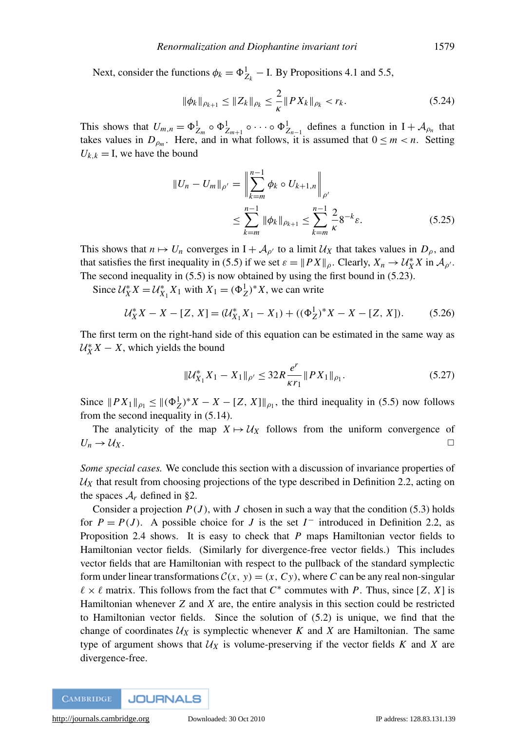Next, consider the functions $\phi_k = \Phi^1_{Z_k} - \mathrm{I}$. By Propositions 4.1 and 5.5,

$$\|\phi_k\|_{\rho_{k+1}} \leq \|Z_k\|_{\rho_k} \leq \frac{2}{\kappa}\|PX_k\|_{\rho_k} < r_k. \tag{5.24}$$

This shows that $U_{m,n} = \Phi^1_{Z_m} \circ \Phi^1_{Z_{m+1}} \circ \cdots \circ \Phi^1_{Z_{n-1}}$ defines a function in $\mathrm{I} + \mathcal{A}_{\rho_n}$ that takes values in $D_{\rho_m}$. Here, and in what follows, it is assumed that $0 \leq m < n$. Setting $U_{k,k} = \mathrm{I}$, we have the bound

$$\begin{aligned}\|U_n - U_m\|_{\rho'} &= \left\| \sum_{k=m}^{n-1} \phi_k \circ U_{k+1,n} \right\|_{\rho'} \\ &\leq \sum_{k=m}^{n-1} \|\phi_k\|_{\rho_{k+1}} \leq \sum_{k=m}^{n-1} \frac{2}{\kappa} 8^{-k}\varepsilon.\end{aligned} \tag{5.25}$$

This shows that $n \mapsto U_n$ converges in $\mathrm{I} + \mathcal{A}_{\rho'}$ to a limit $\mathcal{U}_X$ that takes values in $D_\rho$, and that satisfies the first inequality in (5.5) if we set $\varepsilon = \|PX\|_\rho$. Clearly, $X_n \to \mathcal{U}_X^* X$ in $\mathcal{A}_{\rho'}$. The second inequality in (5.5) is now obtained by using the first bound in (5.23).

Since $\mathcal{U}_X^* X = \mathcal{U}_{X_1}^* X_1$ with $X_1 = (\Phi^1_Z)^* X$, we can write

$$\mathcal{U}_X^* X - X - [Z, X] = (\mathcal{U}_{X_1}^* X_1 - X_1) + ((\Phi^1_Z)^* X - X - [Z, X]). \tag{5.26}$$

The first term on the right-hand side of this equation can be estimated in the same way as $\mathcal{U}_X^* X - X$, which yields the bound

$$\|\mathcal{U}_{X_1}^* X_1 - X_1\|_{\rho'} \leq 32R \frac{e^r}{\kappa r_1} \|PX_1\|_{\rho_1}. \tag{5.27}$$

Since $\|PX_1\|_{\rho_1} \leq \|(\Phi^1_Z)^* X - X - [Z, X]\|_{\rho_1}$, the third inequality in (5.5) now follows from the second inequality in (5.14).

The analyticity of the map $X \mapsto \mathcal{U}_X$ follows from the uniform convergence of $U_n \to \mathcal{U}_X$. □

*Some special cases.* We conclude this section with a discussion of invariance properties of $\mathcal{U}_X$ that result from choosing projections of the type described in Definition 2.2, acting on the spaces $\mathcal{A}_r$ defined in §2.

Consider a projection $P(J)$, with $J$ chosen in such a way that the condition (5.3) holds for $P = P(J)$. A possible choice for $J$ is the set $I^-$ introduced in Definition 2.2, as Proposition 2.4 shows. It is easy to check that $P$ maps Hamiltonian vector fields to Hamiltonian vector fields. (Similarly for divergence-free vector fields.) This includes vector fields that are Hamiltonian with respect to the pullback of the standard symplectic form under linear transformations $\mathcal{C}(x, y) = (x, Cy)$, where $C$ can be any real non-singular $\ell \times \ell$ matrix. This follows from the fact that $C^*$ commutes with $P$. Thus, since $[Z, X]$ is Hamiltonian whenever $Z$ and $X$ are, the entire analysis in this section could be restricted to Hamiltonian vector fields. Since the solution of (5.2) is unique, we find that the change of coordinates $\mathcal{U}_X$ is symplectic whenever $K$ and $X$ are Hamiltonian. The same type of argument shows that $\mathcal{U}_X$ is volume-preserving if the vector fields $K$ and $X$ are divergence-free.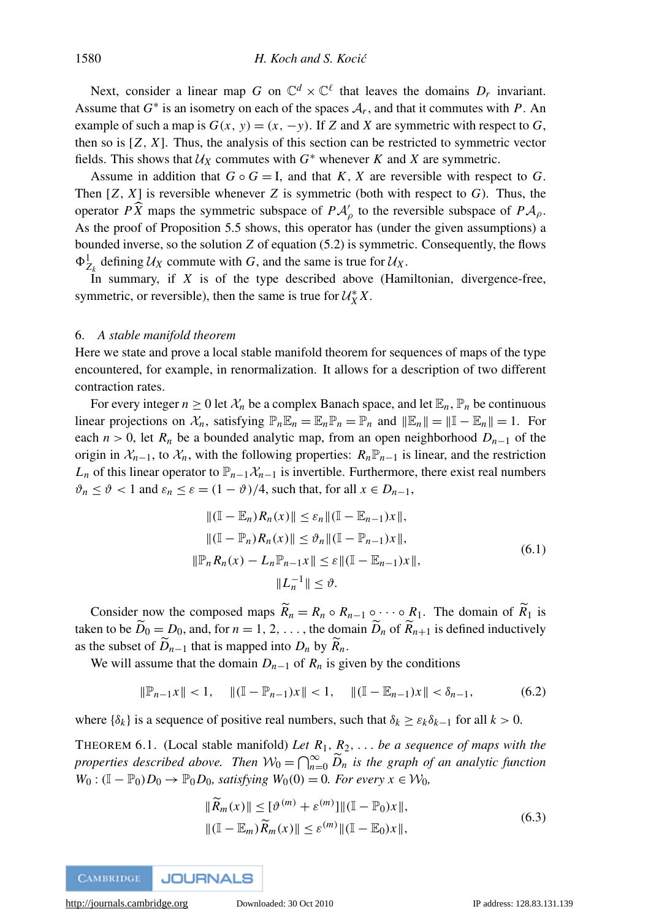Next, consider a linear map $G$ on $\mathbb{C}^d \times \mathbb{C}^\ell$ that leaves the domains $D_r$ invariant. Assume that $G^*$ is an isometry on each of the spaces $\mathcal{A}_r$, and that it commutes with $P$. An example of such a map is $G(x, y) = (x, -y)$. If $Z$ and $X$ are symmetric with respect to $G$, then so is $[Z, X]$. Thus, the analysis of this section can be restricted to symmetric vector fields. This shows that $\mathcal{U}_X$ commutes with $G^*$ whenever $K$ and $X$ are symmetric.

Assume in addition that $G \circ G = \mathrm{I}$, and that $K$, $X$ are reversible with respect to $G$. Then $[Z, X]$ is reversible whenever $Z$ is symmetric (both with respect to $G$). Thus, the operator $P\widehat{X}$ maps the symmetric subspace of $P\mathcal{A}'_\rho$ to the reversible subspace of $P\mathcal{A}_\rho$. As the proof of Proposition 5.5 shows, this operator has (under the given assumptions) a bounded inverse, so the solution $Z$ of equation (5.2) is symmetric. Consequently, the flows $\Phi^1_{Z_k}$ defining $\mathcal{U}_X$ commute with $G$, and the same is true for $\mathcal{U}_X$.

In summary, if $X$ is of the type described above (Hamiltonian, divergence-free, symmetric, or reversible), then the same is true for $\mathcal{U}_X^* X$.

## 6. *A stable manifold theorem*

Here we state and prove a local stable manifold theorem for sequences of maps of the type encountered, for example, in renormalization. It allows for a description of two different contraction rates.

For every integer $n \geq 0$ let $\mathcal{X}_n$ be a complex Banach space, and let $\mathbb{E}_n$, $\mathbb{P}_n$ be continuous linear projections on $\mathcal{X}_n$, satisfying $\mathbb{P}_n\mathbb{E}_n = \mathbb{E}_n\mathbb{P}_n = \mathbb{P}_n$ and $\|\mathbb{E}_n\| = \|\mathbb{I} - \mathbb{E}_n\| = 1$. For each $n > 0$, let $R_n$ be a bounded analytic map, from an open neighborhood $D_{n-1}$ of the origin in $\mathcal{X}_{n-1}$, to $\mathcal{X}_n$, with the following properties: $R_n\mathbb{P}_{n-1}$ is linear, and the restriction $L_n$ of this linear operator to $\mathbb{P}_{n-1}\mathcal{X}_{n-1}$ is invertible. Furthermore, there exist real numbers $\vartheta_n \leq \vartheta < 1$ and $\varepsilon_n \leq \varepsilon = (1 - \vartheta)/4$, such that, for all $x \in D_{n-1}$,

$$
\begin{aligned}
\|(\mathbb{I} - \mathbb{E}_n)R_n(x)\| &\leq \varepsilon_n \|(\mathbb{I} - \mathbb{E}_{n-1})x\|,\\
\|(\mathbb{I} - \mathbb{P}_n)R_n(x)\| &\leq \vartheta_n \|(\mathbb{I} - \mathbb{P}_{n-1})x\|,\\
\|\mathbb{P}_n R_n(x) - L_n\mathbb{P}_{n-1}x\| &\leq \varepsilon \|(\mathbb{I} - \mathbb{E}_{n-1})x\|,\\
\|L_n^{-1}\| &\leq \vartheta.
\end{aligned}
\tag{6.1}
$$

Consider now the composed maps $\widetilde{R}_n = R_n \circ R_{n-1} \circ \cdots \circ R_1$. The domain of $\widetilde{R}_1$ is taken to be $\widetilde{D}_0 = D_0$, and, for $n = 1, 2, \ldots$, the domain $\widetilde{D}_n$ of $\widetilde{R}_{n+1}$ is defined inductively as the subset of $\widetilde{D}_{n-1}$ that is mapped into $D_n$ by $\widetilde{R}_n$.

We will assume that the domain $D_{n-1}$ of $R_n$ is given by the conditions

$$
\|\mathbb{P}_{n-1}x\| < 1, \quad \|(\mathbb{I} - \mathbb{P}_{n-1})x\| < 1, \quad \|(\mathbb{I} - \mathbb{E}_{n-1})x\| < \delta_{n-1}, \tag{6.2}
$$

where $\{\delta_k\}$ is a sequence of positive real numbers, such that $\delta_k \geq \varepsilon_k\delta_{k-1}$ for all $k > 0$.

THEOREM 6.1. (Local stable manifold) *Let $R_1, R_2, \ldots$ be a sequence of maps with the properties described above. Then $\mathcal{W}_0 = \bigcap_{n=0}^\infty \widetilde{D}_n$ is the graph of an analytic function $W_0 : (\mathbb{I} - \mathbb{P}_0)D_0 \to \mathbb{P}_0 D_0$, satisfying $W_0(0) = 0$. For every $x \in \mathcal{W}_0$,*

$$
\begin{aligned}
\|\widetilde{R}_m(x)\| &\leq [\vartheta^{(m)} + \varepsilon^{(m)}]\|(\mathbb{I} - \mathbb{P}_0)x\|,\\
\|(\mathbb{I} - \mathbb{E}_m)\widetilde{R}_m(x)\| &\leq \varepsilon^{(m)}\|(\mathbb{I} - \mathbb{E}_0)x\|,
\end{aligned}
\tag{6.3}
$$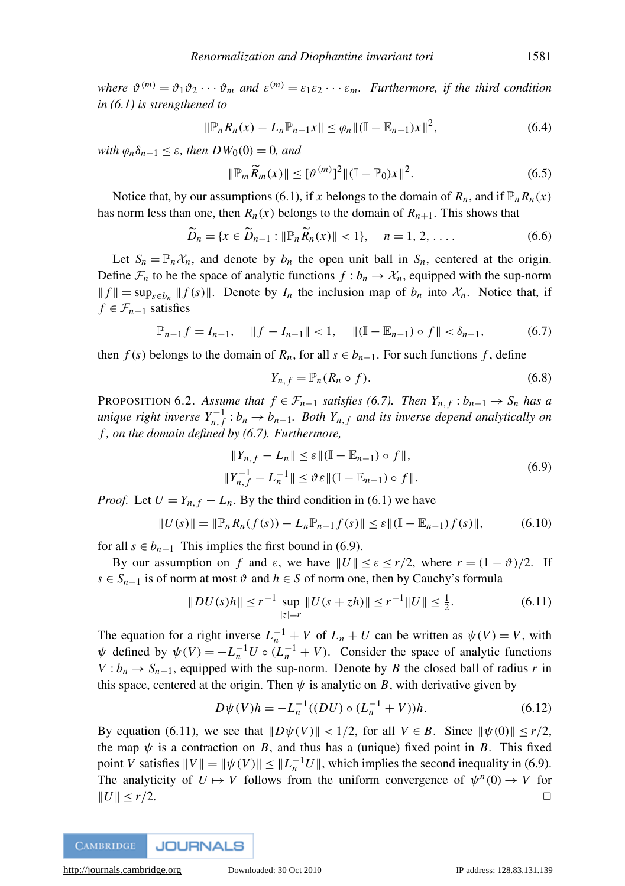*where* $\vartheta^{(m)} = \vartheta_1\vartheta_2\cdots\vartheta_m$ *and* $\varepsilon^{(m)} = \varepsilon_1\varepsilon_2\cdots\varepsilon_m$. *Furthermore, if the third condition in (6.1) is strengthened to*

$$\|\mathbb{P}_n R_n(x) - L_n \mathbb{P}_{n-1} x\| \le \varphi_n \|(\mathbb{I} - \mathbb{E}_{n-1})x\|^2, \tag{6.4}$$

*with* $\varphi_n \delta_{n-1} \le \varepsilon$, *then* $DW_0(0) = 0$, *and*

$$\|\mathbb{P}_m \widetilde{R}_m(x)\| \le [\vartheta^{(m)}]^2 \|(\mathbb{I} - \mathbb{P}_0)x\|^2. \tag{6.5}$$

Notice that, by our assumptions (6.1), if $x$ belongs to the domain of $R_n$, and if $\mathbb{P}_n R_n(x)$ has norm less than one, then $R_n(x)$ belongs to the domain of $R_{n+1}$. This shows that

$$\widetilde{D}_n = \{x \in \widetilde{D}_{n-1} : \|\mathbb{P}_n \widetilde{R}_n(x)\| < 1\}, \quad n = 1, 2, \ldots. \tag{6.6}$$

Let $S_n = \mathbb{P}_n \mathcal{X}_n$, and denote by $b_n$ the open unit ball in $S_n$, centered at the origin. Define $\mathcal{F}_n$ to be the space of analytic functions $f : b_n \to \mathcal{X}_n$, equipped with the sup-norm $\|f\| = \sup_{s \in b_n} \|f(s)\|$. Denote by $I_n$ the inclusion map of $b_n$ into $\mathcal{X}_n$. Notice that, if $f \in \mathcal{F}_{n-1}$ satisfies

$$\mathbb{P}_{n-1} f = I_{n-1}, \quad \|f - I_{n-1}\| < 1, \quad \|(\mathbb{I} - \mathbb{E}_{n-1}) \circ f\| < \delta_{n-1}, \tag{6.7}$$

then $f(s)$ belongs to the domain of $R_n$, for all $s \in b_{n-1}$. For such functions $f$, define

$$Y_{n,f} = \mathbb{P}_n(R_n \circ f). \tag{6.8}$$

PROPOSITION 6.2. *Assume that* $f \in \mathcal{F}_{n-1}$ *satisfies (6.7). Then* $Y_{n,f} : b_{n-1} \to S_n$ *has a unique right inverse* $Y_{n,f}^{-1} : b_n \to b_{n-1}$. *Both* $Y_{n,f}$ *and its inverse depend analytically on* $f$, *on the domain defined by (6.7). Furthermore,*

$$\begin{aligned} \|Y_{n,f} - L_n\| &\le \varepsilon \|(\mathbb{I} - \mathbb{E}_{n-1}) \circ f\|, \\ \|Y_{n,f}^{-1} - L_n^{-1}\| &\le \vartheta\varepsilon \|(\mathbb{I} - \mathbb{E}_{n-1}) \circ f\|. \end{aligned} \tag{6.9}$$

*Proof.* Let $U = Y_{n,f} - L_n$. By the third condition in (6.1) we have

$$\|U(s)\| = \|\mathbb{P}_n R_n(f(s)) - L_n \mathbb{P}_{n-1} f(s)\| \le \varepsilon \|(\mathbb{I} - \mathbb{E}_{n-1}) f(s)\|, \tag{6.10}$$

for all $s \in b_{n-1}$ This implies the first bound in (6.9).

By our assumption on $f$ and $\varepsilon$, we have $\|U\| \le \varepsilon \le r/2$, where $r = (1 - \vartheta)/2$. If $s \in S_{n-1}$ is of norm at most $\vartheta$ and $h \in S$ of norm one, then by Cauchy's formula

$$\|DU(s)h\| \le r^{-1} \sup_{|z|=r} \|U(s + zh)\| \le r^{-1}\|U\| \le \tfrac{1}{2}. \tag{6.11}$$

The equation for a right inverse $L_n^{-1} + V$ of $L_n + U$ can be written as $\psi(V) = V$, with $\psi$ defined by $\psi(V) = -L_n^{-1} U \circ (L_n^{-1} + V)$. Consider the space of analytic functions $V : b_n \to S_{n-1}$, equipped with the sup-norm. Denote by $B$ the closed ball of radius $r$ in this space, centered at the origin. Then $\psi$ is analytic on $B$, with derivative given by

$$D\psi(V)h = -L_n^{-1}((DU) \circ (L_n^{-1} + V))h. \tag{6.12}$$

By equation (6.11), we see that $\|D\psi(V)\| < 1/2$, for all $V \in B$. Since $\|\psi(0)\| \le r/2$, the map $\psi$ is a contraction on $B$, and thus has a (unique) fixed point in $B$. This fixed point $V$ satisfies $\|V\| = \|\psi(V)\| \le \|L_n^{-1} U\|$, which implies the second inequality in (6.9). The analyticity of $U \mapsto V$ follows from the uniform convergence of $\psi^n(0) \to V$ for $\|U\| \le r/2$. □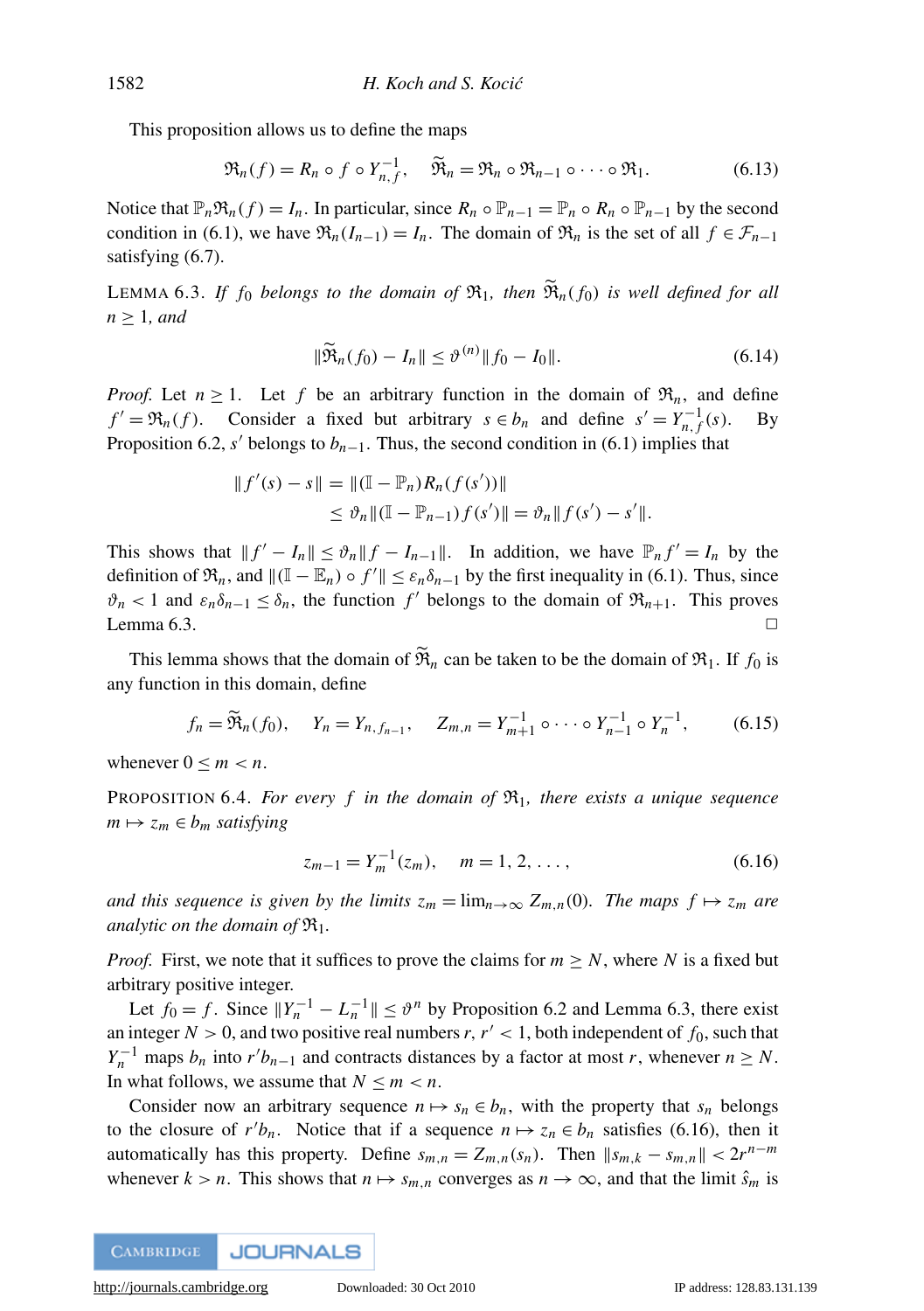This proposition allows us to define the maps

$$\mathfrak{R}_n(f) = R_n \circ f \circ Y_{n,f}^{-1}, \quad \widetilde{\mathfrak{R}}_n = \mathfrak{R}_n \circ \mathfrak{R}_{n-1} \circ \cdots \circ \mathfrak{R}_1. \tag{6.13}$$

Notice that $\mathbb{P}_n \mathfrak{R}_n(f) = I_n$. In particular, since $R_n \circ \mathbb{P}_{n-1} = \mathbb{P}_n \circ R_n \circ \mathbb{P}_{n-1}$ by the second condition in (6.1), we have $\mathfrak{R}_n(I_{n-1}) = I_n$. The domain of $\mathfrak{R}_n$ is the set of all $f \in \mathcal{F}_{n-1}$ satisfying (6.7).

LEMMA 6.3. *If $f_0$ belongs to the domain of $\mathfrak{R}_1$, then $\widetilde{\mathfrak{R}}_n(f_0)$ is well defined for all $n \geq 1$, and*

$$\|\widetilde{\mathfrak{R}}_n(f_0) - I_n\| \leq \vartheta^{(n)} \|f_0 - I_0\|. \tag{6.14}$$

*Proof.* Let $n \geq 1$. Let $f$ be an arbitrary function in the domain of $\mathfrak{R}_n$, and define $f' = \mathfrak{R}_n(f)$. Consider a fixed but arbitrary $s \in b_n$ and define $s' = Y_{n,f}^{-1}(s)$. By Proposition 6.2, $s'$ belongs to $b_{n-1}$. Thus, the second condition in (6.1) implies that

$$\begin{aligned}
\|f'(s) - s\| &= \|(\mathbb{I} - \mathbb{P}_n) R_n(f(s'))\| \\
&\leq \vartheta_n \|(\mathbb{I} - \mathbb{P}_{n-1}) f(s')\| = \vartheta_n \|f(s') - s'\|.
\end{aligned}$$

This shows that $\|f' - I_n\| \leq \vartheta_n \|f - I_{n-1}\|$. In addition, we have $\mathbb{P}_n f' = I_n$ by the definition of $\mathfrak{R}_n$, and $\|(\mathbb{I} - \mathbb{E}_n) \circ f'\| \leq \varepsilon_n \delta_{n-1}$ by the first inequality in (6.1). Thus, since $\vartheta_n < 1$ and $\varepsilon_n \delta_{n-1} \leq \delta_n$, the function $f'$ belongs to the domain of $\mathfrak{R}_{n+1}$. This proves Lemma 6.3. $\square$

This lemma shows that the domain of $\widetilde{\mathfrak{R}}_n$ can be taken to be the domain of $\mathfrak{R}_1$. If $f_0$ is any function in this domain, define

$$f_n = \widetilde{\mathfrak{R}}_n(f_0), \quad Y_n = Y_{n,f_{n-1}}, \quad Z_{m,n} = Y_{m+1}^{-1} \circ \cdots \circ Y_{n-1}^{-1} \circ Y_n^{-1}, \tag{6.15}$$

whenever $0 \leq m < n$.

PROPOSITION 6.4. *For every $f$ in the domain of $\mathfrak{R}_1$, there exists a unique sequence $m \mapsto z_m \in b_m$ satisfying*

$$z_{m-1} = Y_m^{-1}(z_m), \quad m = 1, 2, \ldots, \tag{6.16}$$

*and this sequence is given by the limits $z_m = \lim_{n\to\infty} Z_{m,n}(0)$. The maps $f \mapsto z_m$ are analytic on the domain of $\mathfrak{R}_1$.*

*Proof.* First, we note that it suffices to prove the claims for $m \geq N$, where $N$ is a fixed but arbitrary positive integer.

Let $f_0 = f$. Since $\|Y_n^{-1} - L_n^{-1}\| \leq \vartheta^n$ by Proposition 6.2 and Lemma 6.3, there exist an integer $N > 0$, and two positive real numbers $r, r' < 1$, both independent of $f_0$, such that $Y_n^{-1}$ maps $b_n$ into $r' b_{n-1}$ and contracts distances by a factor at most $r$, whenever $n \geq N$. In what follows, we assume that $N \leq m < n$.

Consider now an arbitrary sequence $n \mapsto s_n \in b_n$, with the property that $s_n$ belongs to the closure of $r' b_n$. Notice that if a sequence $n \mapsto z_n \in b_n$ satisfies (6.16), then it automatically has this property. Define $s_{m,n} = Z_{m,n}(s_n)$. Then $\|s_{m,k} - s_{m,n}\| < 2r^{n-m}$ whenever $k > n$. This shows that $n \mapsto s_{m,n}$ converges as $n \to \infty$, and that the limit $\hat{s}_m$ is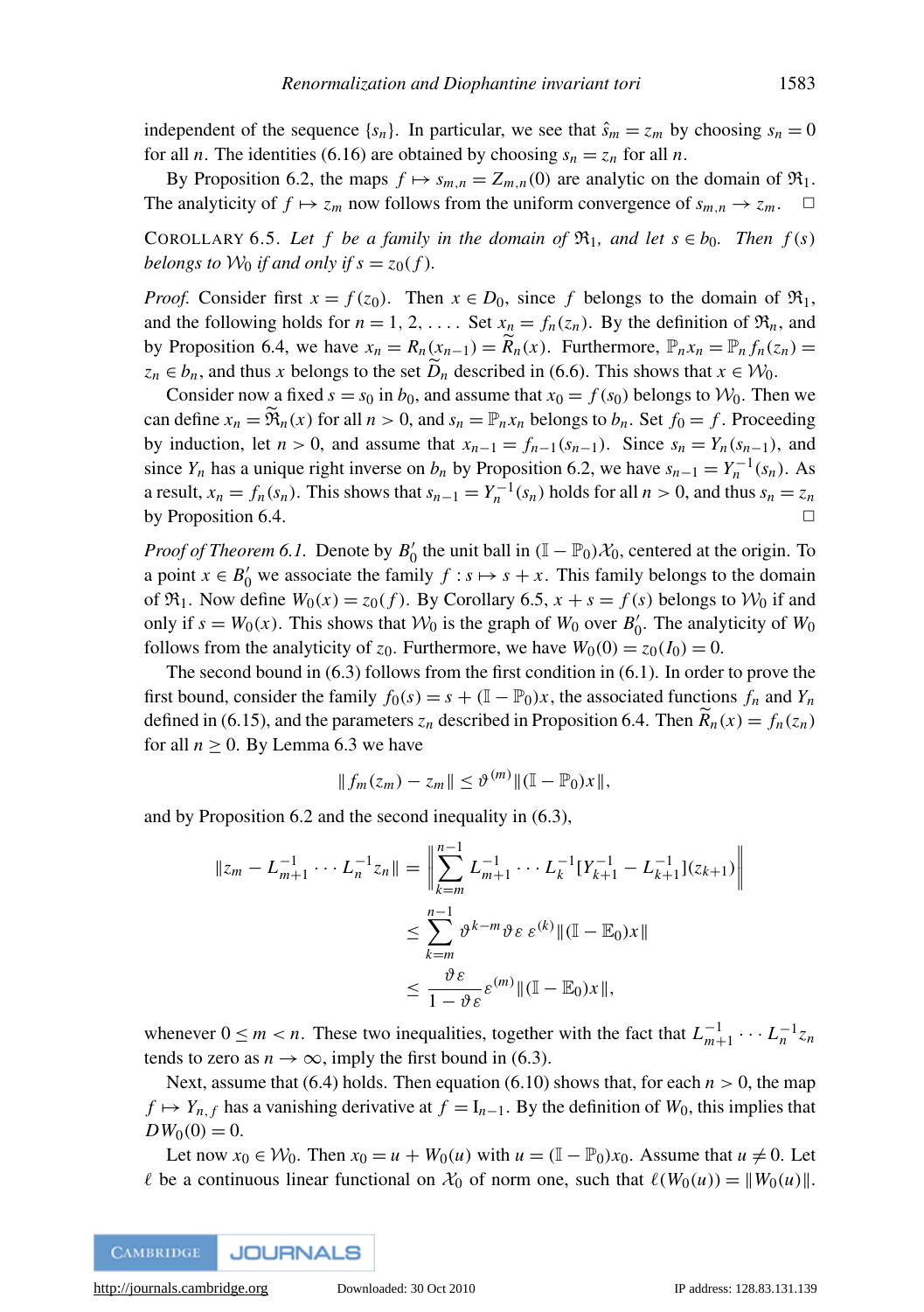independent of the sequence $\{s_n\}$. In particular, we see that $\hat{s}_m = z_m$ by choosing $s_n = 0$ for all $n$. The identities (6.16) are obtained by choosing $s_n = z_n$ for all $n$.

By Proposition 6.2, the maps $f \mapsto s_{m,n} = Z_{m,n}(0)$ are analytic on the domain of $\mathfrak{R}_1$. The analyticity of $f \mapsto z_m$ now follows from the uniform convergence of $s_{m,n} \to z_m$. $\square$

COROLLARY 6.5. *Let $f$ be a family in the domain of $\mathfrak{R}_1$, and let $s \in b_0$. Then $f(s)$ belongs to $\mathcal{W}_0$ if and only if $s = z_0(f)$.*

*Proof.* Consider first $x = f(z_0)$. Then $x \in D_0$, since $f$ belongs to the domain of $\mathfrak{R}_1$, and the following holds for $n = 1, 2, \ldots$. Set $x_n = f_n(z_n)$. By the definition of $\mathfrak{R}_n$, and by Proposition 6.4, we have $x_n = R_n(x_{n-1}) = \widetilde{R}_n(x)$. Furthermore, $\mathbb{P}_n x_n = \mathbb{P}_n f_n(z_n) = z_n \in b_n$, and thus $x$ belongs to the set $\widetilde{D}_n$ described in (6.6). This shows that $x \in \mathcal{W}_0$.

Consider now a fixed $s = s_0$ in $b_0$, and assume that $x_0 = f(s_0)$ belongs to $\mathcal{W}_0$. Then we can define $x_n = \widetilde{\mathfrak{R}}_n(x)$ for all $n > 0$, and $s_n = \mathbb{P}_n x_n$ belongs to $b_n$. Set $f_0 = f$. Proceeding by induction, let $n > 0$, and assume that $x_{n-1} = f_{n-1}(s_{n-1})$. Since $s_n = Y_n(s_{n-1})$, and since $Y_n$ has a unique right inverse on $b_n$ by Proposition 6.2, we have $s_{n-1} = Y_n^{-1}(s_n)$. As a result, $x_n = f_n(s_n)$. This shows that $s_{n-1} = Y_n^{-1}(s_n)$ holds for all $n > 0$, and thus $s_n = z_n$ by Proposition 6.4. $\square$

*Proof of Theorem 6.1.* Denote by $B_0'$ the unit ball in $(\mathbb{I} - \mathbb{P}_0)\mathcal{X}_0$, centered at the origin. To a point $x \in B_0'$ we associate the family $f : s \mapsto s + x$. This family belongs to the domain of $\mathfrak{R}_1$. Now define $W_0(x) = z_0(f)$. By Corollary 6.5, $x + s = f(s)$ belongs to $\mathcal{W}_0$ if and only if $s = W_0(x)$. This shows that $\mathcal{W}_0$ is the graph of $W_0$ over $B_0'$. The analyticity of $W_0$ follows from the analyticity of $z_0$. Furthermore, we have $W_0(0) = z_0(I_0) = 0$.

The second bound in (6.3) follows from the first condition in (6.1). In order to prove the first bound, consider the family $f_0(s) = s + (\mathbb{I} - \mathbb{P}_0)x$, the associated functions $f_n$ and $Y_n$ defined in (6.15), and the parameters $z_n$ described in Proposition 6.4. Then $\widetilde{R}_n(x) = f_n(z_n)$ for all $n \geq 0$. By Lemma 6.3 we have

$$\|f_m(z_m) - z_m\| \leq \vartheta^{(m)} \|(\mathbb{I} - \mathbb{P}_0)x\|,$$

and by Proposition 6.2 and the second inequality in (6.3),

$$\begin{aligned}
\|z_m - L_{m+1}^{-1} \cdots L_n^{-1} z_n\| &= \left\| \sum_{k=m}^{n-1} L_{m+1}^{-1} \cdots L_k^{-1} [Y_{k+1}^{-1} - L_{k+1}^{-1}](z_{k+1}) \right\| \\
&\leq \sum_{k=m}^{n-1} \vartheta^{k-m} \vartheta \varepsilon \, \varepsilon^{(k)} \|(\mathbb{I} - \mathbb{E}_0)x\| \\
&\leq \frac{\vartheta \varepsilon}{1 - \vartheta \varepsilon} \varepsilon^{(m)} \|(\mathbb{I} - \mathbb{E}_0)x\|,
\end{aligned}$$

whenever $0 \leq m < n$. These two inequalities, together with the fact that $L_{m+1}^{-1} \cdots L_n^{-1} z_n$ tends to zero as $n \to \infty$, imply the first bound in (6.3).

Next, assume that (6.4) holds. Then equation (6.10) shows that, for each $n > 0$, the map $f \mapsto Y_{n,f}$ has a vanishing derivative at $f = \mathrm{I}_{n-1}$. By the definition of $W_0$, this implies that $DW_0(0) = 0$.

Let now $x_0 \in \mathcal{W}_0$. Then $x_0 = u + W_0(u)$ with $u = (\mathbb{I} - \mathbb{P}_0)x_0$. Assume that $u \neq 0$. Let $\ell$ be a continuous linear functional on $\mathcal{X}_0$ of norm one, such that $\ell(W_0(u)) = \|W_0(u)\|$.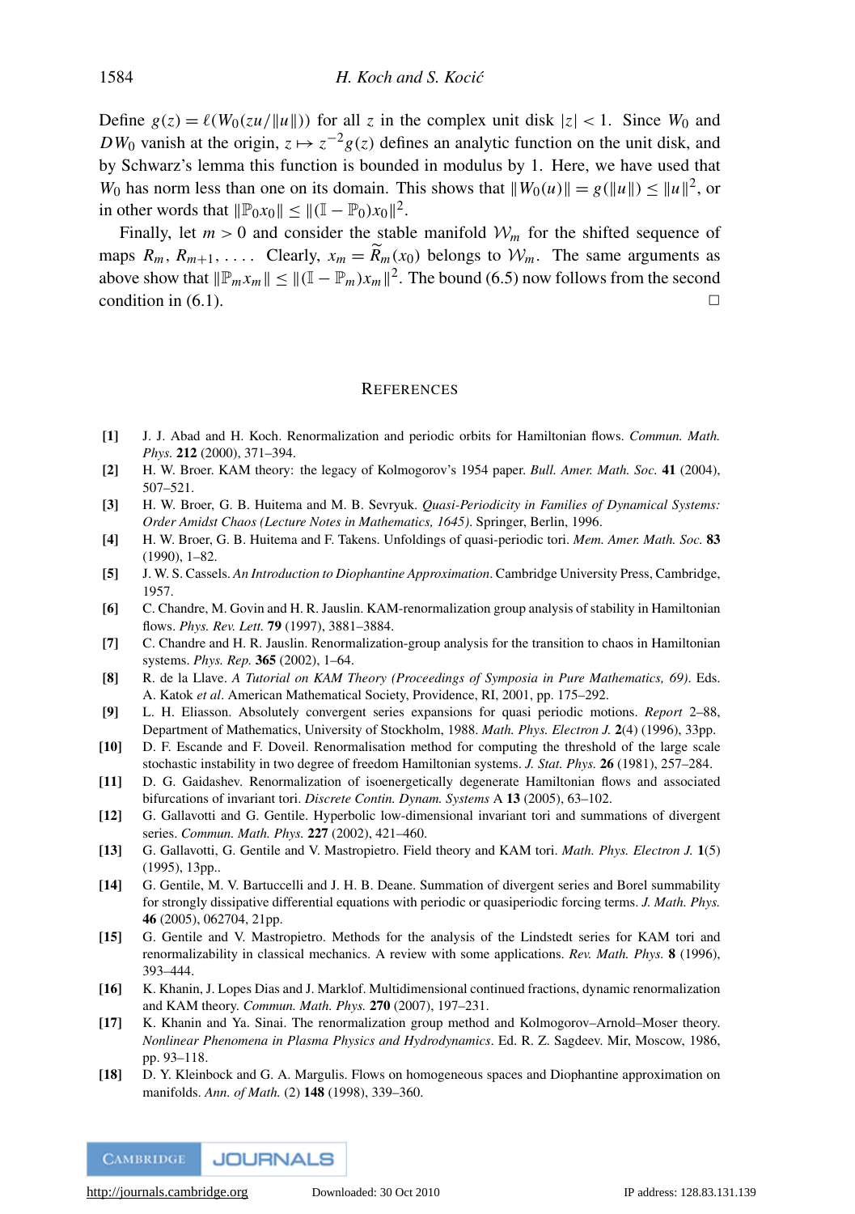Define $g(z) = \ell(W_0(zu/\|u\|))$ for all $z$ in the complex unit disk $|z| < 1$. Since $W_0$ and $DW_0$ vanish at the origin, $z \mapsto z^{-2}g(z)$ defines an analytic function on the unit disk, and by Schwarz's lemma this function is bounded in modulus by 1. Here, we have used that $W_0$ has norm less than one on its domain. This shows that $\|W_0(u)\| = g(\|u\|) \leq \|u\|^2$, or in other words that $\|\mathbb{P}_0 x_0\| \leq \|(\mathbb{I} - \mathbb{P}_0)x_0\|^2$.

Finally, let $m > 0$ and consider the stable manifold $\mathcal{W}_m$ for the shifted sequence of maps $R_m, R_{m+1}, \ldots$. Clearly, $x_m = \widetilde{R}_m(x_0)$ belongs to $\mathcal{W}_m$. The same arguments as above show that $\|\mathbb{P}_m x_m\| \leq \|(\mathbb{I} - \mathbb{P}_m)x_m\|^2$. The bound (6.5) now follows from the second condition in (6.1). □

## References

**[1]** J. J. Abad and H. Koch. Renormalization and periodic orbits for Hamiltonian flows. *Commun. Math. Phys.* **212** (2000), 371–394.

**[2]** H. W. Broer. KAM theory: the legacy of Kolmogorov's 1954 paper. *Bull. Amer. Math. Soc.* **41** (2004), 507–521.

**[3]** H. W. Broer, G. B. Huitema and M. B. Sevryuk. *Quasi-Periodicity in Families of Dynamical Systems: Order Amidst Chaos (Lecture Notes in Mathematics, 1645)*. Springer, Berlin, 1996.

**[4]** H. W. Broer, G. B. Huitema and F. Takens. Unfoldings of quasi-periodic tori. *Mem. Amer. Math. Soc.* **83** (1990), 1–82.

**[5]** J. W. S. Cassels. *An Introduction to Diophantine Approximation*. Cambridge University Press, Cambridge, 1957.

**[6]** C. Chandre, M. Govin and H. R. Jauslin. KAM-renormalization group analysis of stability in Hamiltonian flows. *Phys. Rev. Lett.* **79** (1997), 3881–3884.

**[7]** C. Chandre and H. R. Jauslin. Renormalization-group analysis for the transition to chaos in Hamiltonian systems. *Phys. Rep.* **365** (2002), 1–64.

**[8]** R. de la Llave. *A Tutorial on KAM Theory (Proceedings of Symposia in Pure Mathematics, 69)*. Eds. A. Katok *et al*. American Mathematical Society, Providence, RI, 2001, pp. 175–292.

**[9]** L. H. Eliasson. Absolutely convergent series expansions for quasi periodic motions. *Report* 2–88, Department of Mathematics, University of Stockholm, 1988. *Math. Phys. Electron J.* **2**(4) (1996), 33pp.

**[10]** D. F. Escande and F. Doveil. Renormalisation method for computing the threshold of the large scale stochastic instability in two degree of freedom Hamiltonian systems. *J. Stat. Phys.* **26** (1981), 257–284.

**[11]** D. G. Gaidashev. Renormalization of isoenergetically degenerate Hamiltonian flows and associated bifurcations of invariant tori. *Discrete Contin. Dynam. Systems* A **13** (2005), 63–102.

**[12]** G. Gallavotti and G. Gentile. Hyperbolic low-dimensional invariant tori and summations of divergent series. *Commun. Math. Phys.* **227** (2002), 421–460.

**[13]** G. Gallavotti, G. Gentile and V. Mastropietro. Field theory and KAM tori. *Math. Phys. Electron J.* **1**(5) (1995), 13pp..

**[14]** G. Gentile, M. V. Bartuccelli and J. H. B. Deane. Summation of divergent series and Borel summability for strongly dissipative differential equations with periodic or quasiperiodic forcing terms. *J. Math. Phys.* **46** (2005), 062704, 21pp.

**[15]** G. Gentile and V. Mastropietro. Methods for the analysis of the Lindstedt series for KAM tori and renormalizability in classical mechanics. A review with some applications. *Rev. Math. Phys.* **8** (1996), 393–444.

**[16]** K. Khanin, J. Lopes Dias and J. Marklof. Multidimensional continued fractions, dynamic renormalization and KAM theory. *Commun. Math. Phys.* **270** (2007), 197–231.

**[17]** K. Khanin and Ya. Sinai. The renormalization group method and Kolmogorov–Arnold–Moser theory. *Nonlinear Phenomena in Plasma Physics and Hydrodynamics*. Ed. R. Z. Sagdeev. Mir, Moscow, 1986, pp. 93–118.

**[18]** D. Y. Kleinbock and G. A. Margulis. Flows on homogeneous spaces and Diophantine approximation on manifolds. *Ann. of Math.* (2) **148** (1998), 339–360.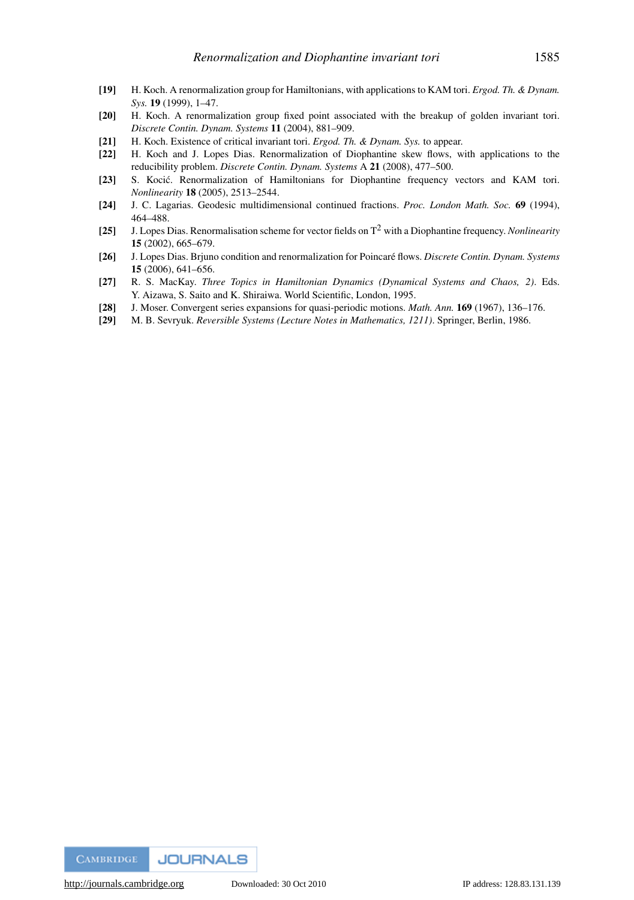**[19]** H. Koch. A renormalization group for Hamiltonians, with applications to KAM tori. *Ergod. Th. & Dynam. Sys.* **19** (1999), 1–47.

**[20]** H. Koch. A renormalization group fixed point associated with the breakup of golden invariant tori. *Discrete Contin. Dynam. Systems* **11** (2004), 881–909.

**[21]** H. Koch. Existence of critical invariant tori. *Ergod. Th. & Dynam. Sys.* to appear.

**[22]** H. Koch and J. Lopes Dias. Renormalization of Diophantine skew flows, with applications to the reducibility problem. *Discrete Contin. Dynam. Systems* A **21** (2008), 477–500.

**[23]** S. Kocić. Renormalization of Hamiltonians for Diophantine frequency vectors and KAM tori. *Nonlinearity* **18** (2005), 2513–2544.

**[24]** J. C. Lagarias. Geodesic multidimensional continued fractions. *Proc. London Math. Soc.* **69** (1994), 464–488.

**[25]** J. Lopes Dias. Renormalisation scheme for vector fields on $\mathrm{T}^2$ with a Diophantine frequency. *Nonlinearity* **15** (2002), 665–679.

**[26]** J. Lopes Dias. Brjuno condition and renormalization for Poincaré flows. *Discrete Contin. Dynam. Systems* **15** (2006), 641–656.

**[27]** R. S. MacKay. *Three Topics in Hamiltonian Dynamics (Dynamical Systems and Chaos, 2)*. Eds. Y. Aizawa, S. Saito and K. Shiraiwa. World Scientific, London, 1995.

**[28]** J. Moser. Convergent series expansions for quasi-periodic motions. *Math. Ann.* **169** (1967), 136–176.

**[29]** M. B. Sevryuk. *Reversible Systems (Lecture Notes in Mathematics, 1211)*. Springer, Berlin, 1986.